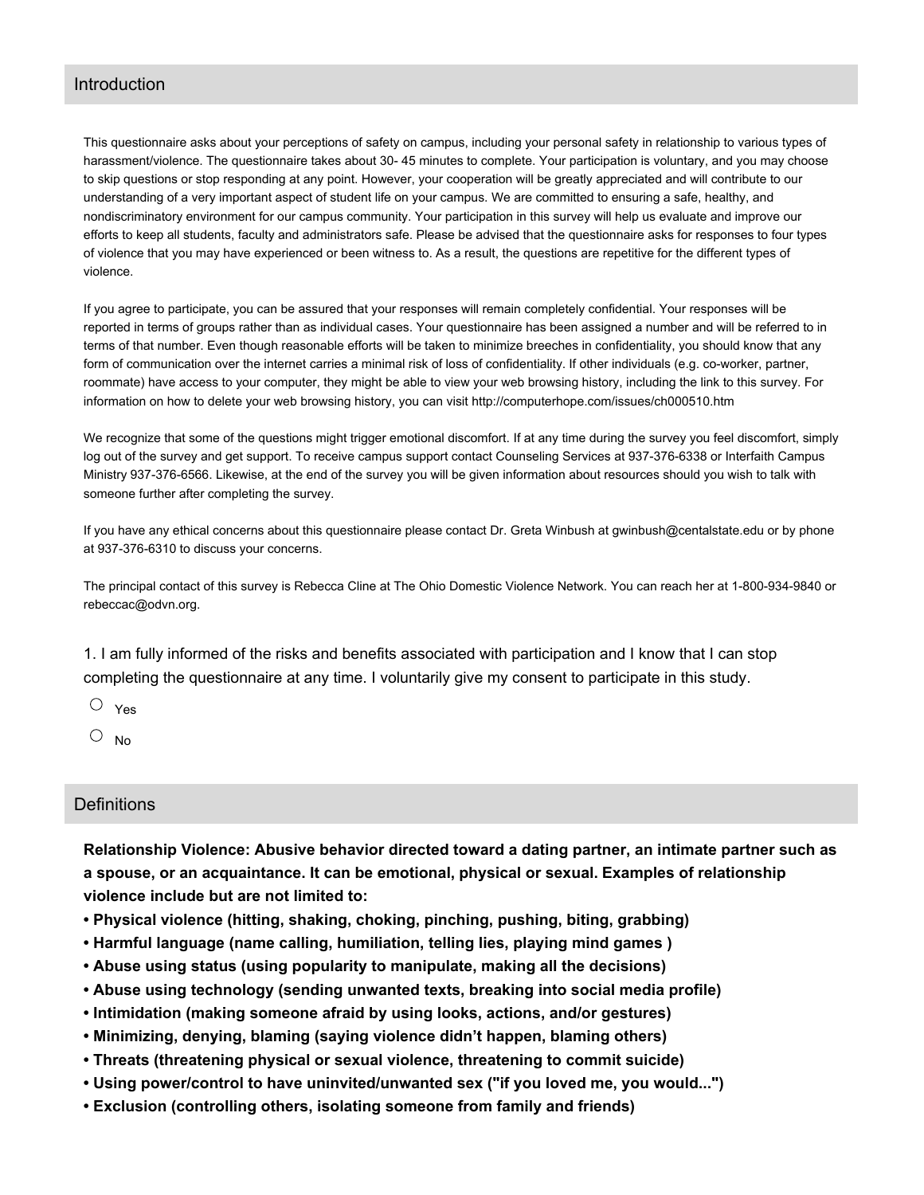## Introduction

This questionnaire asks about your perceptions of safety on campus, including your personal safety in relationship to various types of harassment/violence. The questionnaire takes about 30- 45 minutes to complete. Your participation is voluntary, and you may choose to skip questions or stop responding at any point. However, your cooperation will be greatly appreciated and will contribute to our understanding of a very important aspect of student life on your campus. We are committed to ensuring a safe, healthy, and nondiscriminatory environment for our campus community. Your participation in this survey will help us evaluate and improve our efforts to keep all students, faculty and administrators safe. Please be advised that the questionnaire asks for responses to four types of violence that you may have experienced or been witness to. As a result, the questions are repetitive for the different types of violence.

If you agree to participate, you can be assured that your responses will remain completely confidential. Your responses will be reported in terms of groups rather than as individual cases. Your questionnaire has been assigned a number and will be referred to in terms of that number. Even though reasonable efforts will be taken to minimize breeches in confidentiality, you should know that any form of communication over the internet carries a minimal risk of loss of confidentiality. If other individuals (e.g. co-worker, partner, roommate) have access to your computer, they might be able to view your web browsing history, including the link to this survey. For information on how to delete your web browsing history, you can visit http://computerhope.com/issues/ch000510.htm

We recognize that some of the questions might trigger emotional discomfort. If at any time during the survey you feel discomfort, simply log out of the survey and get support. To receive campus support contact Counseling Services at 937-376-6338 or Interfaith Campus Ministry 937-376-6566. Likewise, at the end of the survey you will be given information about resources should you wish to talk with someone further after completing the survey.

If you have any ethical concerns about this questionnaire please contact Dr. Greta Winbush at gwinbush@centalstate.edu or by phone at 937-376-6310 to discuss your concerns.

The principal contact of this survey is Rebecca Cline at The Ohio Domestic Violence Network. You can reach her at 1-800-934-9840 or rebeccac@odvn.org.

1. I am fully informed of the risks and benefits associated with participation and I know that I can stop completing the questionnaire at any time. I voluntarily give my consent to participate in this study.

- ○ Yes
- ○ No

## Definitions

**Relationship Violence: Abusive behavior directed toward a dating partner, an intimate partner such as a spouse, or an acquaintance. It can be emotional, physical or sexual. Examples of relationship violence include but are not limited to:**

- **Physical violence (hitting, shaking, choking, pinching, pushing, biting, grabbing)**
- **Harmful language (name calling, humiliation, telling lies, playing mind games )**
- **Abuse using status (using popularity to manipulate, making all the decisions)**
- **Abuse using technology (sending unwanted texts, breaking into social media profile)**
- **Intimidation (making someone afraid by using looks, actions, and/or gestures)**
- **Minimizing, denying, blaming (saying violence didn't happen, blaming others)**
- **Threats (threatening physical or sexual violence, threatening to commit suicide)**
- **Using power/control to have uninvited/unwanted sex ("if you loved me, you would...")**
- **Exclusion (controlling others, isolating someone from family and friends)**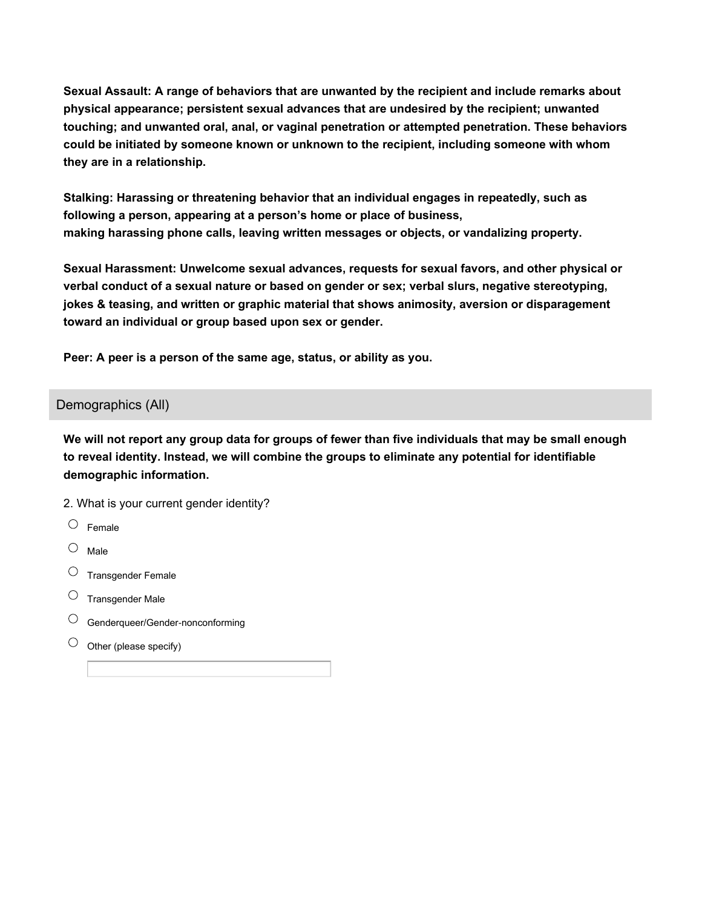**Sexual Assault: A range of behaviors that are unwanted by the recipient and include remarks about physical appearance; persistent sexual advances that are undesired by the recipient; unwanted touching; and unwanted oral, anal, or vaginal penetration or attempted penetration. These behaviors could be initiated by someone known or unknown to the recipient, including someone with whom they are in a relationship.**

**Stalking: Harassing or threatening behavior that an individual engages in repeatedly, such as following a person, appearing at a person's home or place of business, making harassing phone calls, leaving written messages or objects, or vandalizing property.**

**Sexual Harassment: Unwelcome sexual advances, requests for sexual favors, and other physical or verbal conduct of a sexual nature or based on gender or sex; verbal slurs, negative stereotyping, jokes & teasing, and written or graphic material that shows animosity, aversion or disparagement toward an individual or group based upon sex or gender.**

**Peer: A peer is a person of the same age, status, or ability as you.**

## Demographics (All)

**We will not report any group data for groups of fewer than five individuals that may be small enough to reveal identity. Instead, we will combine the groups to eliminate any potential for identifiable demographic information.**

2. What is your current gender identity?

- ○ Female
- ○ Male
- ○ Transgender Female
- ○ Transgender Male
- ○ Genderqueer/Gender-nonconforming
- ○ Other (please specify)

______________________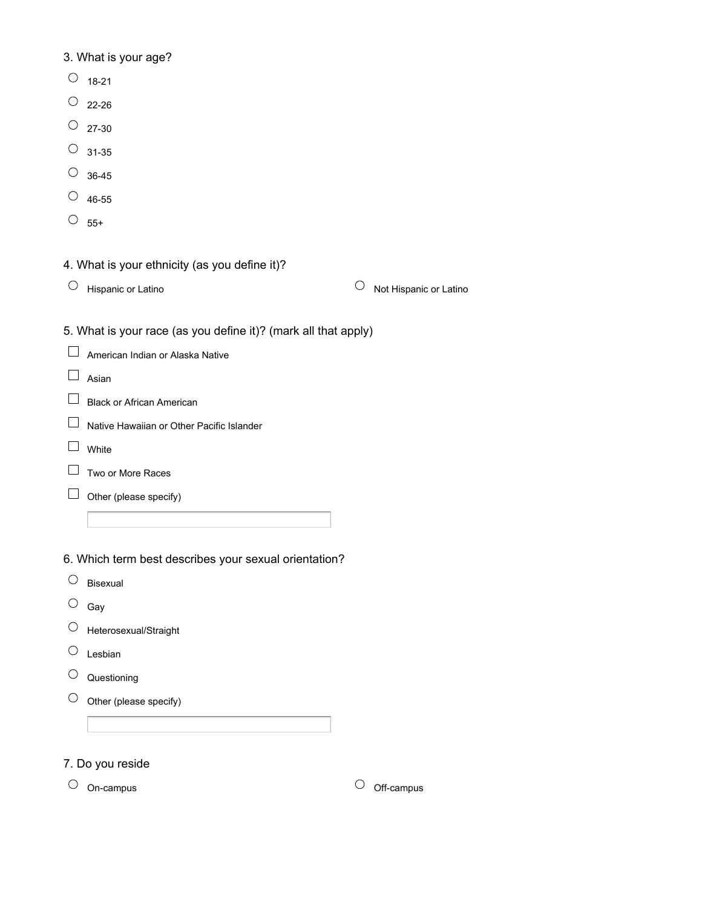3. What is your age?

- ○ 18-21
- ○ 22-26
- ○ 27-30
- ○ 31-35
- ○ 36-45
- ○ 46-55
- ○ 55+

4. What is your ethnicity (as you define it)?

- ○ Hispanic or Latino
- ○ Not Hispanic or Latino

5. What is your race (as you define it)? (mark all that apply)

- ☐ American Indian or Alaska Native
- ☐ Asian
- ☐ Black or African American
- ☐ Native Hawaiian or Other Pacific Islander
- ☐ White
- ☐ Two or More Races
- ☐ Other (please specify)

______________________

6. Which term best describes your sexual orientation?

- ○ Bisexual
- ○ Gay
- ○ Heterosexual/Straight
- ○ Lesbian
- ○ Questioning
- ○ Other (please specify)

______________________

7. Do you reside

- ○ On-campus
- ○ Off-campus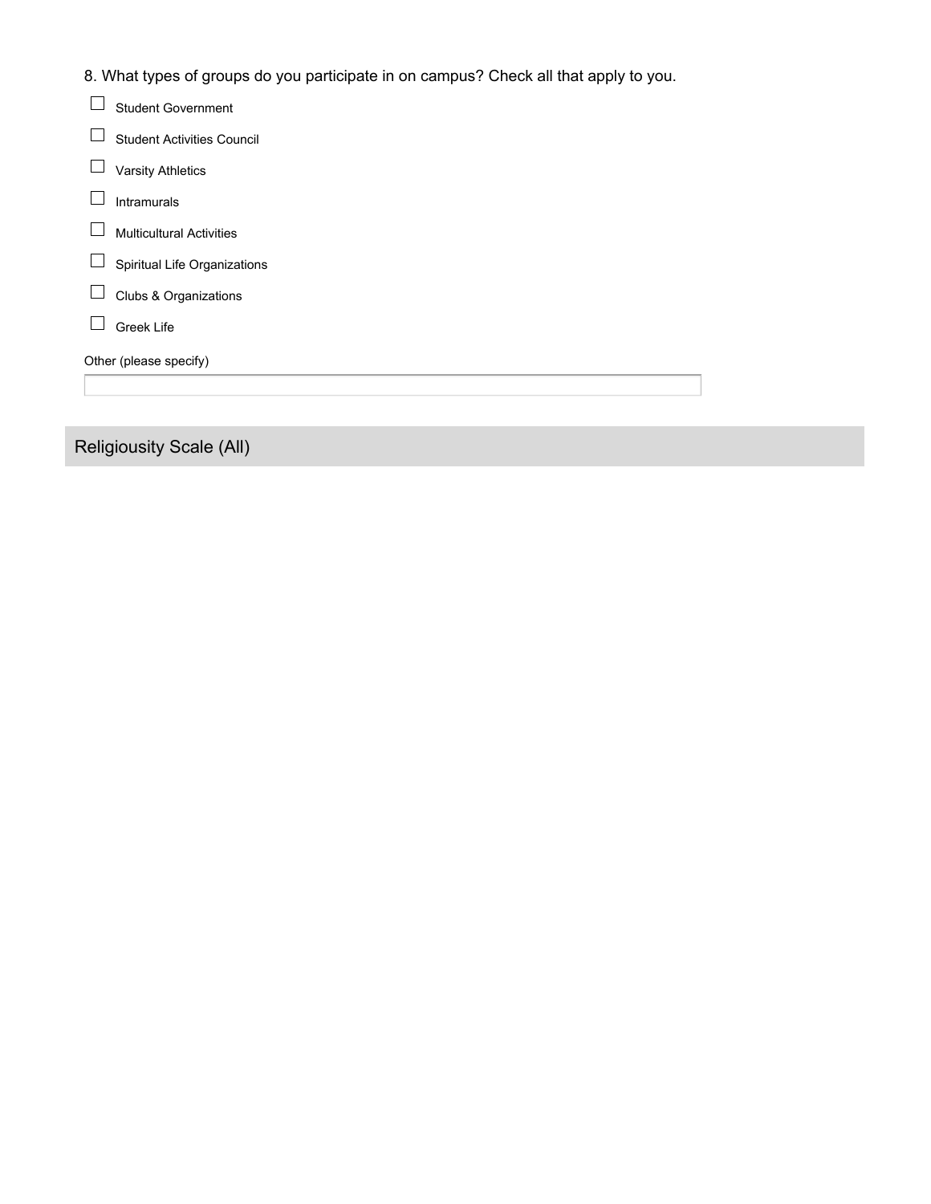8. What types of groups do you participate in on campus? Check all that apply to you.

- [ ] Student Government
- [ ] Student Activities Council
- [ ] Varsity Athletics
- [ ] Intramurals
- [ ] Multicultural Activities
- [ ] Spiritual Life Organizations
- [ ] Clubs & Organizations
- [ ] Greek Life

Other (please specify)

______________________________

## Religiousity Scale (All)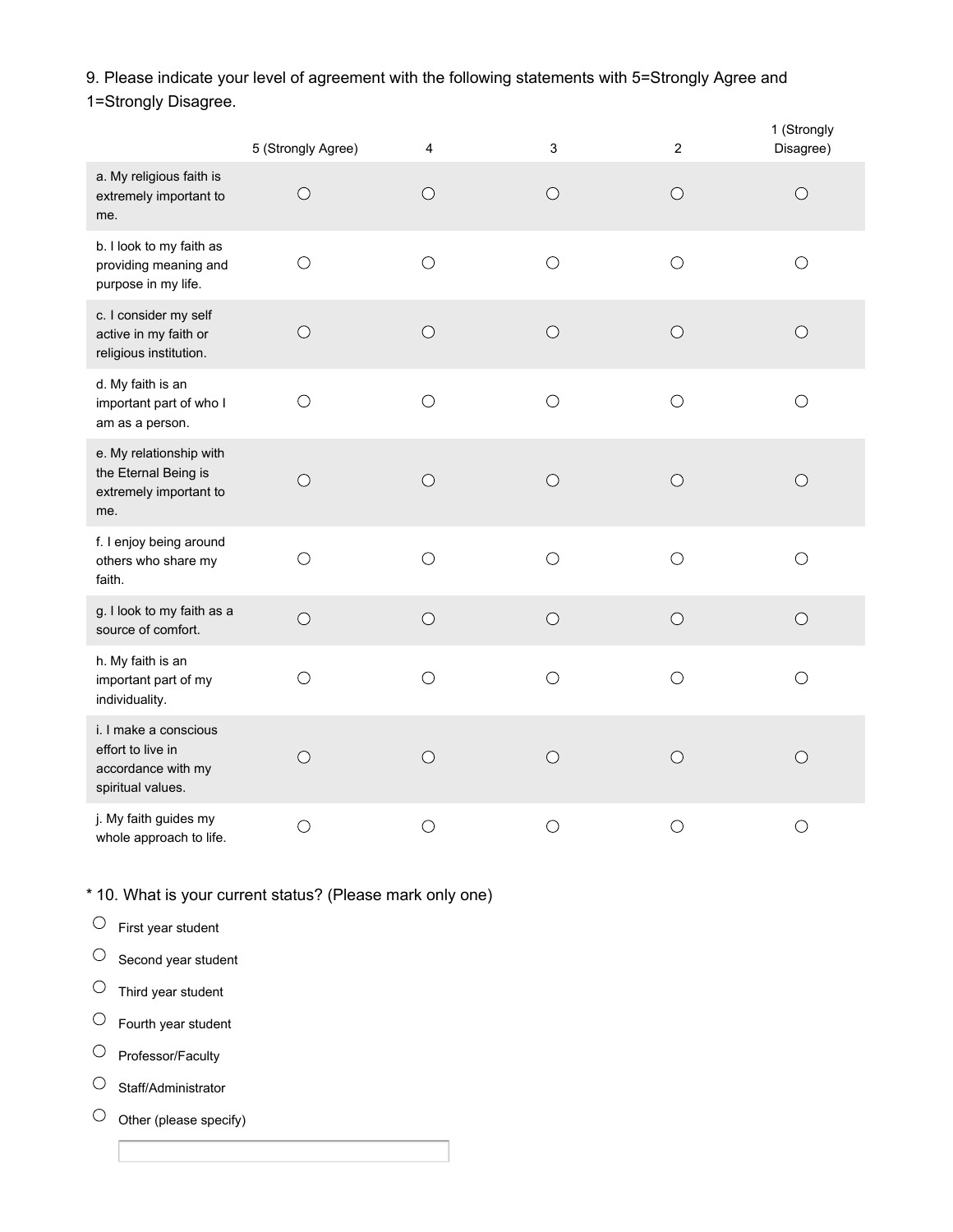9. Please indicate your level of agreement with the following statements with 5=Strongly Agree and 1=Strongly Disagree.

| | 5 (Strongly Agree) | 4 | 3 | 2 | 1 (Strongly Disagree) |
|---|---|---|---|---|---|
| a. My religious faith is extremely important to me. | ○ | ○ | ○ | ○ | ○ |
| b. I look to my faith as providing meaning and purpose in my life. | ○ | ○ | ○ | ○ | ○ |
| c. I consider my self active in my faith or religious institution. | ○ | ○ | ○ | ○ | ○ |
| d. My faith is an important part of who I am as a person. | ○ | ○ | ○ | ○ | ○ |
| e. My relationship with the Eternal Being is extremely important to me. | ○ | ○ | ○ | ○ | ○ |
| f. I enjoy being around others who share my faith. | ○ | ○ | ○ | ○ | ○ |
| g. I look to my faith as a source of comfort. | ○ | ○ | ○ | ○ | ○ |
| h. My faith is an important part of my individuality. | ○ | ○ | ○ | ○ | ○ |
| i. I make a conscious effort to live in accordance with my spiritual values. | ○ | ○ | ○ | ○ | ○ |
| j. My faith guides my whole approach to life. | ○ | ○ | ○ | ○ | ○ |

* 10. What is your current status? (Please mark only one)

- ○ First year student
- ○ Second year student
- ○ Third year student
- ○ Fourth year student
- ○ Professor/Faculty
- ○ Staff/Administrator
- ○ Other (please specify)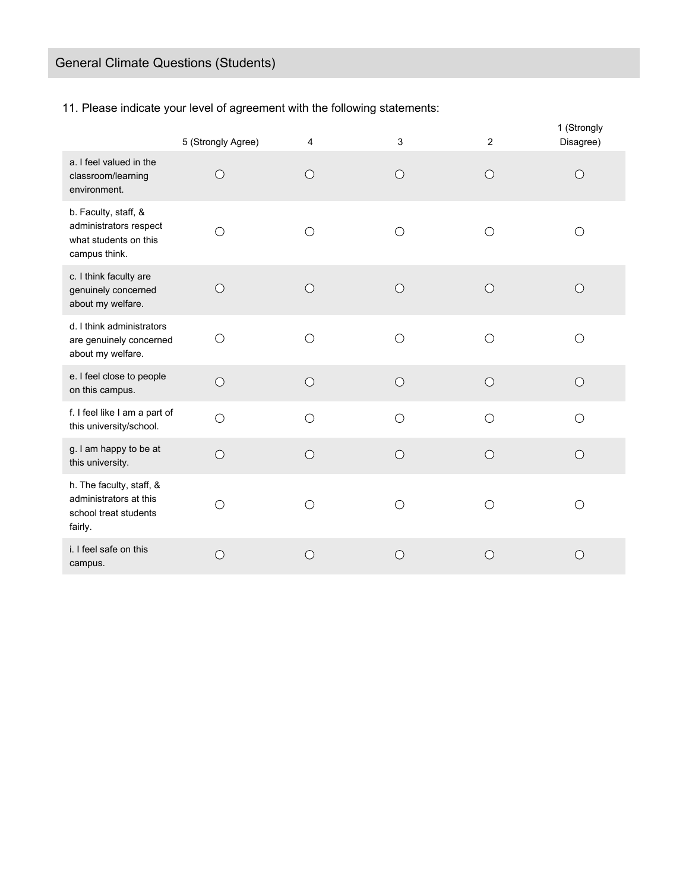## General Climate Questions (Students)

11. Please indicate your level of agreement with the following statements:

| | 5 (Strongly Agree) | 4 | 3 | 2 | 1 (Strongly Disagree) |
|---|---|---|---|---|---|
| a. I feel valued in the classroom/learning environment. | ○ | ○ | ○ | ○ | ○ |
| b. Faculty, staff, & administrators respect what students on this campus think. | ○ | ○ | ○ | ○ | ○ |
| c. I think faculty are genuinely concerned about my welfare. | ○ | ○ | ○ | ○ | ○ |
| d. I think administrators are genuinely concerned about my welfare. | ○ | ○ | ○ | ○ | ○ |
| e. I feel close to people on this campus. | ○ | ○ | ○ | ○ | ○ |
| f. I feel like I am a part of this university/school. | ○ | ○ | ○ | ○ | ○ |
| g. I am happy to be at this university. | ○ | ○ | ○ | ○ | ○ |
| h. The faculty, staff, & administrators at this school treat students fairly. | ○ | ○ | ○ | ○ | ○ |
| i. I feel safe on this campus. | ○ | ○ | ○ | ○ | ○ |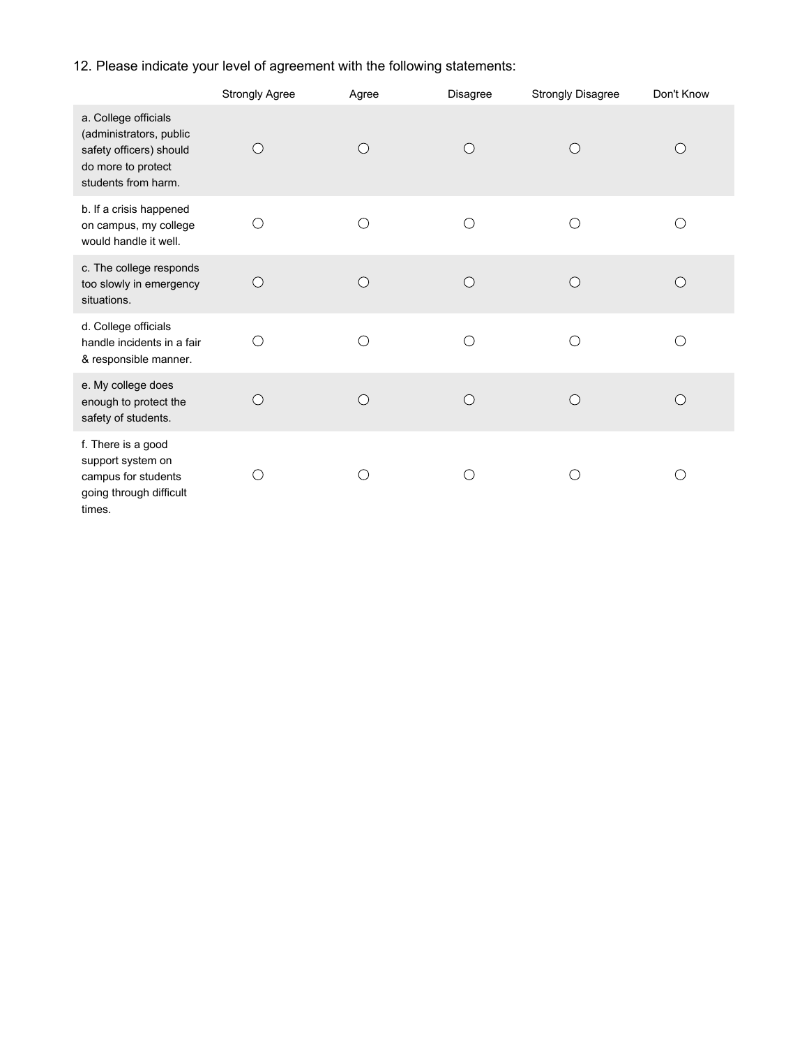12. Please indicate your level of agreement with the following statements:

| | Strongly Agree | Agree | Disagree | Strongly Disagree | Don't Know |
|---|---|---|---|---|---|
| a. College officials (administrators, public safety officers) should do more to protect students from harm. | ○ | ○ | ○ | ○ | ○ |
| b. If a crisis happened on campus, my college would handle it well. | ○ | ○ | ○ | ○ | ○ |
| c. The college responds too slowly in emergency situations. | ○ | ○ | ○ | ○ | ○ |
| d. College officials handle incidents in a fair & responsible manner. | ○ | ○ | ○ | ○ | ○ |
| e. My college does enough to protect the safety of students. | ○ | ○ | ○ | ○ | ○ |
| f. There is a good support system on campus for students going through difficult times. | ○ | ○ | ○ | ○ | ○ |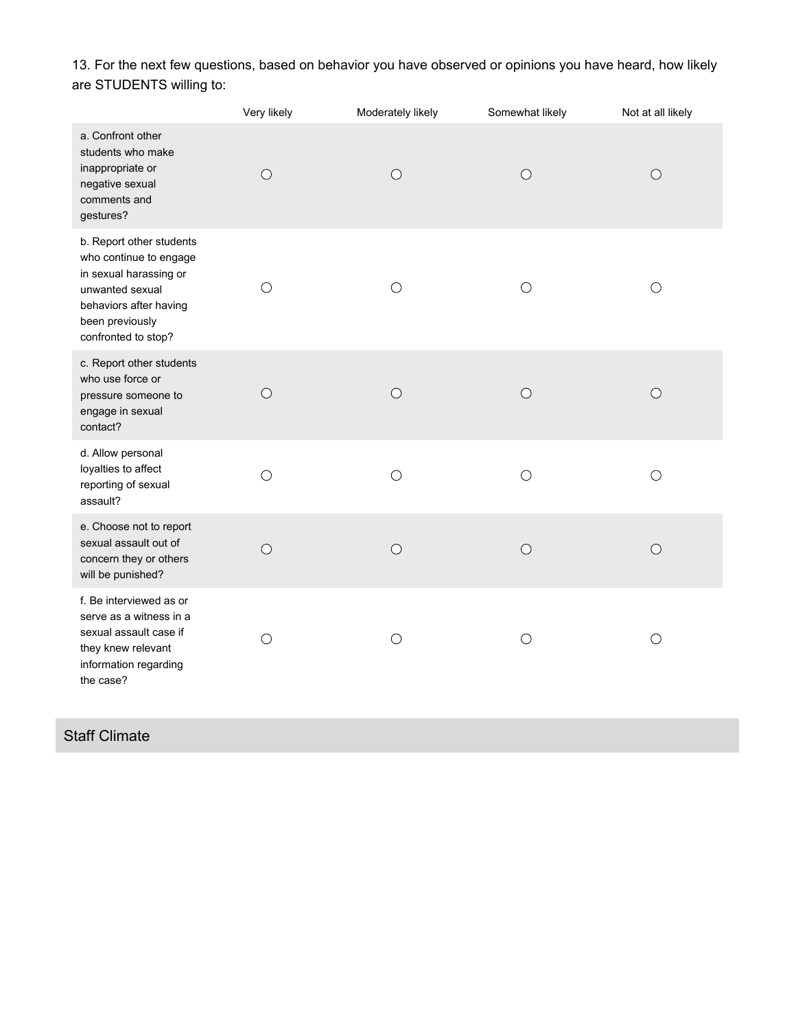13. For the next few questions, based on behavior you have observed or opinions you have heard, how likely are STUDENTS willing to:

| | Very likely | Moderately likely | Somewhat likely | Not at all likely |
|---|---|---|---|---|
| a. Confront other students who make inappropriate or negative sexual comments and gestures? | ○ | ○ | ○ | ○ |
| b. Report other students who continue to engage in sexual harassing or unwanted sexual behaviors after having been previously confronted to stop? | ○ | ○ | ○ | ○ |
| c. Report other students who use force or pressure someone to engage in sexual contact? | ○ | ○ | ○ | ○ |
| d. Allow personal loyalties to affect reporting of sexual assault? | ○ | ○ | ○ | ○ |
| e. Choose not to report sexual assault out of concern they or others will be punished? | ○ | ○ | ○ | ○ |
| f. Be interviewed as or serve as a witness in a sexual assault case if they knew relevant information regarding the case? | ○ | ○ | ○ | ○ |

## Staff Climate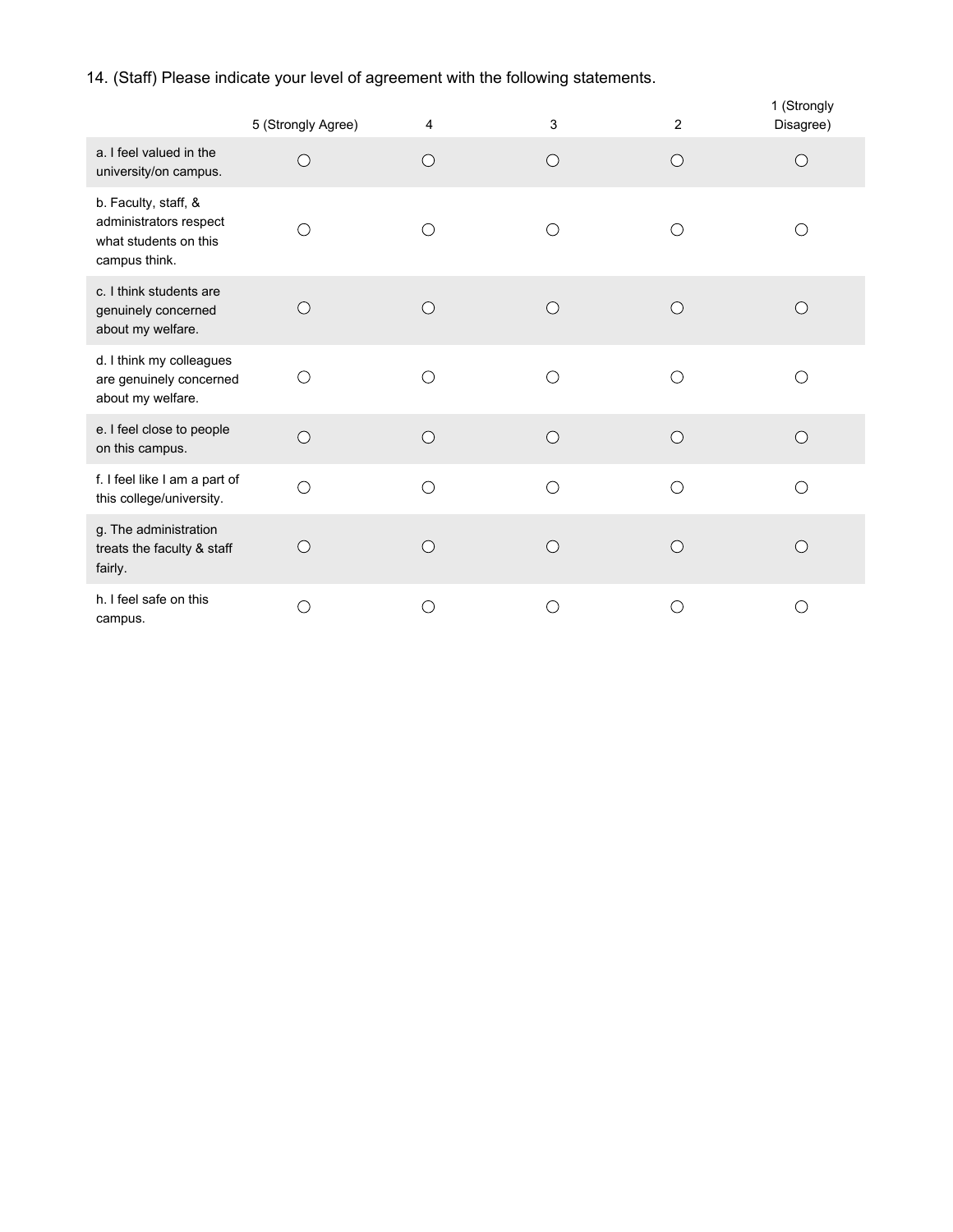14. (Staff) Please indicate your level of agreement with the following statements.

| | 5 (Strongly Agree) | 4 | 3 | 2 | 1 (Strongly Disagree) |
|---|---|---|---|---|---|
| a. I feel valued in the university/on campus. | ○ | ○ | ○ | ○ | ○ |
| b. Faculty, staff, & administrators respect what students on this campus think. | ○ | ○ | ○ | ○ | ○ |
| c. I think students are genuinely concerned about my welfare. | ○ | ○ | ○ | ○ | ○ |
| d. I think my colleagues are genuinely concerned about my welfare. | ○ | ○ | ○ | ○ | ○ |
| e. I feel close to people on this campus. | ○ | ○ | ○ | ○ | ○ |
| f. I feel like I am a part of this college/university. | ○ | ○ | ○ | ○ | ○ |
| g. The administration treats the faculty & staff fairly. | ○ | ○ | ○ | ○ | ○ |
| h. I feel safe on this campus. | ○ | ○ | ○ | ○ | ○ |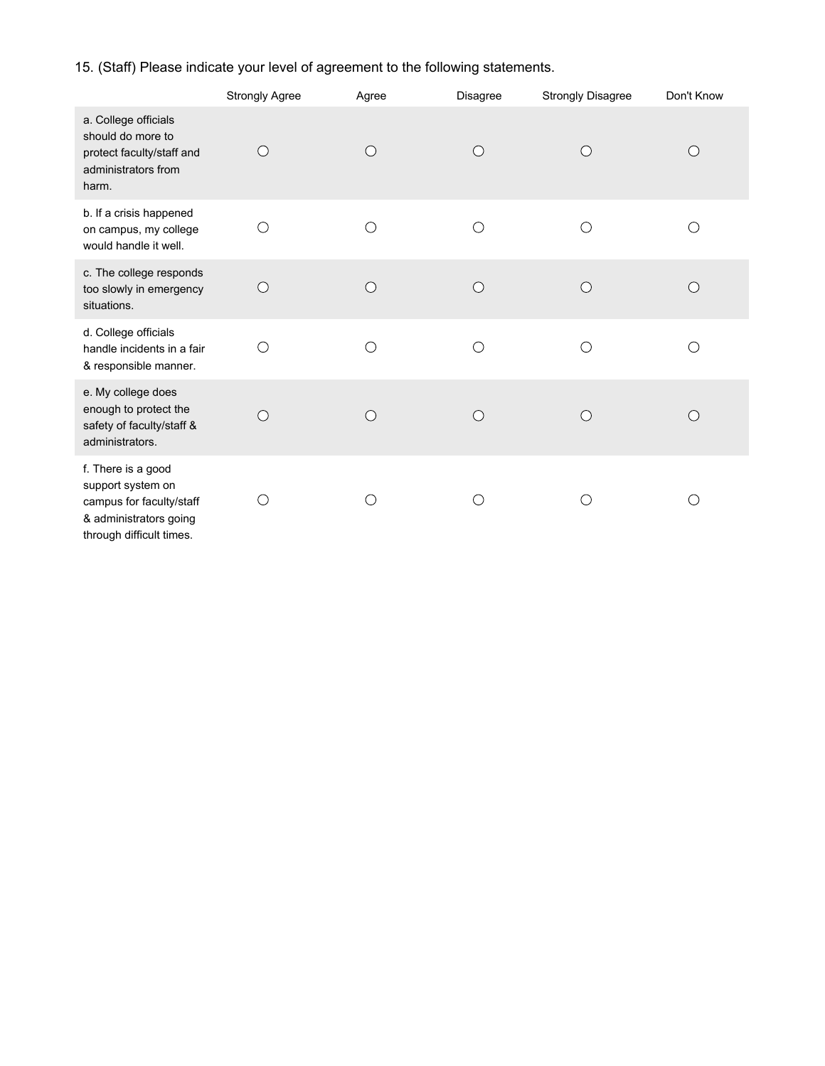15. (Staff) Please indicate your level of agreement to the following statements.

| | Strongly Agree | Agree | Disagree | Strongly Disagree | Don't Know |
|---|---|---|---|---|---|
| a. College officials should do more to protect faculty/staff and administrators from harm. | ○ | ○ | ○ | ○ | ○ |
| b. If a crisis happened on campus, my college would handle it well. | ○ | ○ | ○ | ○ | ○ |
| c. The college responds too slowly in emergency situations. | ○ | ○ | ○ | ○ | ○ |
| d. College officials handle incidents in a fair & responsible manner. | ○ | ○ | ○ | ○ | ○ |
| e. My college does enough to protect the safety of faculty/staff & administrators. | ○ | ○ | ○ | ○ | ○ |
| f. There is a good support system on campus for faculty/staff & administrators going through difficult times. | ○ | ○ | ○ | ○ | ○ |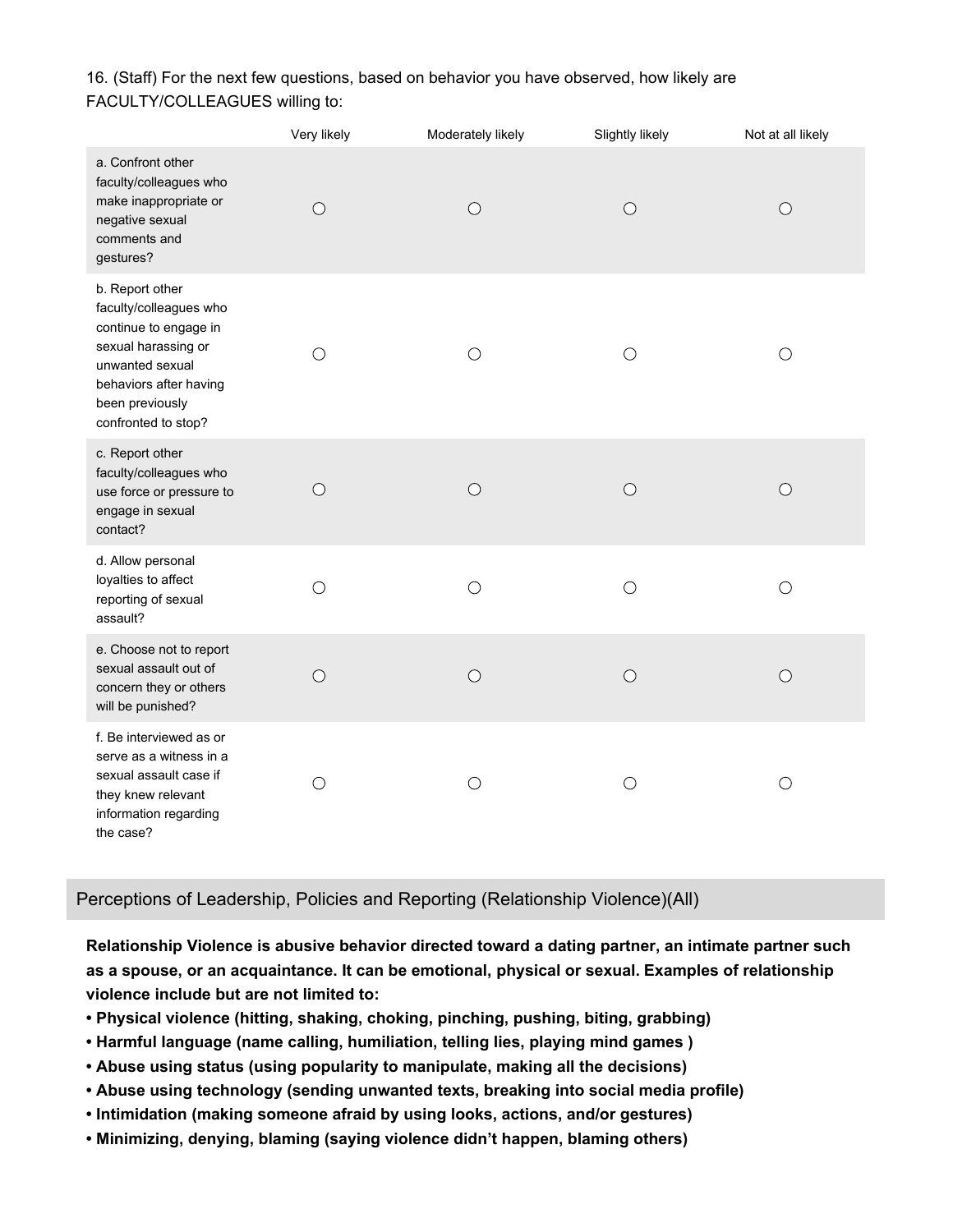16. (Staff) For the next few questions, based on behavior you have observed, how likely are FACULTY/COLLEAGUES willing to:

| | Very likely | Moderately likely | Slightly likely | Not at all likely |
|---|---|---|---|---|
| a. Confront other faculty/colleagues who make inappropriate or negative sexual comments and gestures? | ○ | ○ | ○ | ○ |
| b. Report other faculty/colleagues who continue to engage in sexual harassing or unwanted sexual behaviors after having been previously confronted to stop? | ○ | ○ | ○ | ○ |
| c. Report other faculty/colleagues who use force or pressure to engage in sexual contact? | ○ | ○ | ○ | ○ |
| d. Allow personal loyalties to affect reporting of sexual assault? | ○ | ○ | ○ | ○ |
| e. Choose not to report sexual assault out of concern they or others will be punished? | ○ | ○ | ○ | ○ |
| f. Be interviewed as or serve as a witness in a sexual assault case if they knew relevant information regarding the case? | ○ | ○ | ○ | ○ |

## Perceptions of Leadership, Policies and Reporting (Relationship Violence)(All)

**Relationship Violence is abusive behavior directed toward a dating partner, an intimate partner such as a spouse, or an acquaintance. It can be emotional, physical or sexual. Examples of relationship violence include but are not limited to:**

- **Physical violence (hitting, shaking, choking, pinching, pushing, biting, grabbing)**
- **Harmful language (name calling, humiliation, telling lies, playing mind games )**
- **Abuse using status (using popularity to manipulate, making all the decisions)**
- **Abuse using technology (sending unwanted texts, breaking into social media profile)**
- **Intimidation (making someone afraid by using looks, actions, and/or gestures)**
- **Minimizing, denying, blaming (saying violence didn't happen, blaming others)**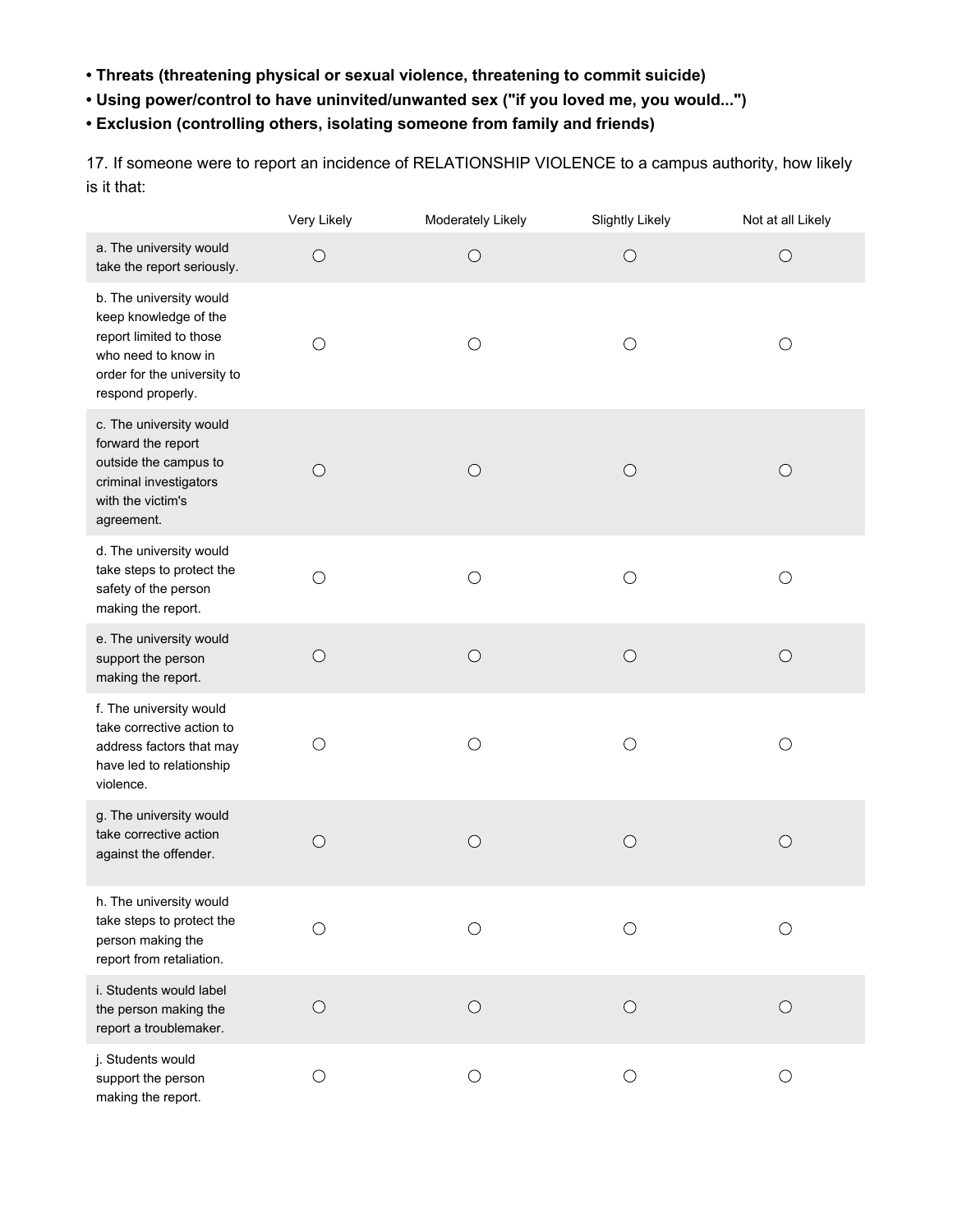- **Threats (threatening physical or sexual violence, threatening to commit suicide)**
- **Using power/control to have uninvited/unwanted sex ("if you loved me, you would...")**
- **Exclusion (controlling others, isolating someone from family and friends)**

17. If someone were to report an incidence of RELATIONSHIP VIOLENCE to a campus authority, how likely is it that:

| | Very Likely | Moderately Likely | Slightly Likely | Not at all Likely |
|---|---|---|---|---|
| a. The university would take the report seriously. | ◯ | ◯ | ◯ | ◯ |
| b. The university would keep knowledge of the report limited to those who need to know in order for the university to respond properly. | ◯ | ◯ | ◯ | ◯ |
| c. The university would forward the report outside the campus to criminal investigators with the victim's agreement. | ◯ | ◯ | ◯ | ◯ |
| d. The university would take steps to protect the safety of the person making the report. | ◯ | ◯ | ◯ | ◯ |
| e. The university would support the person making the report. | ◯ | ◯ | ◯ | ◯ |
| f. The university would take corrective action to address factors that may have led to relationship violence. | ◯ | ◯ | ◯ | ◯ |
| g. The university would take corrective action against the offender. | ◯ | ◯ | ◯ | ◯ |
| h. The university would take steps to protect the person making the report from retaliation. | ◯ | ◯ | ◯ | ◯ |
| i. Students would label the person making the report a troublemaker. | ◯ | ◯ | ◯ | ◯ |
| j. Students would support the person making the report. | ◯ | ◯ | ◯ | ◯ |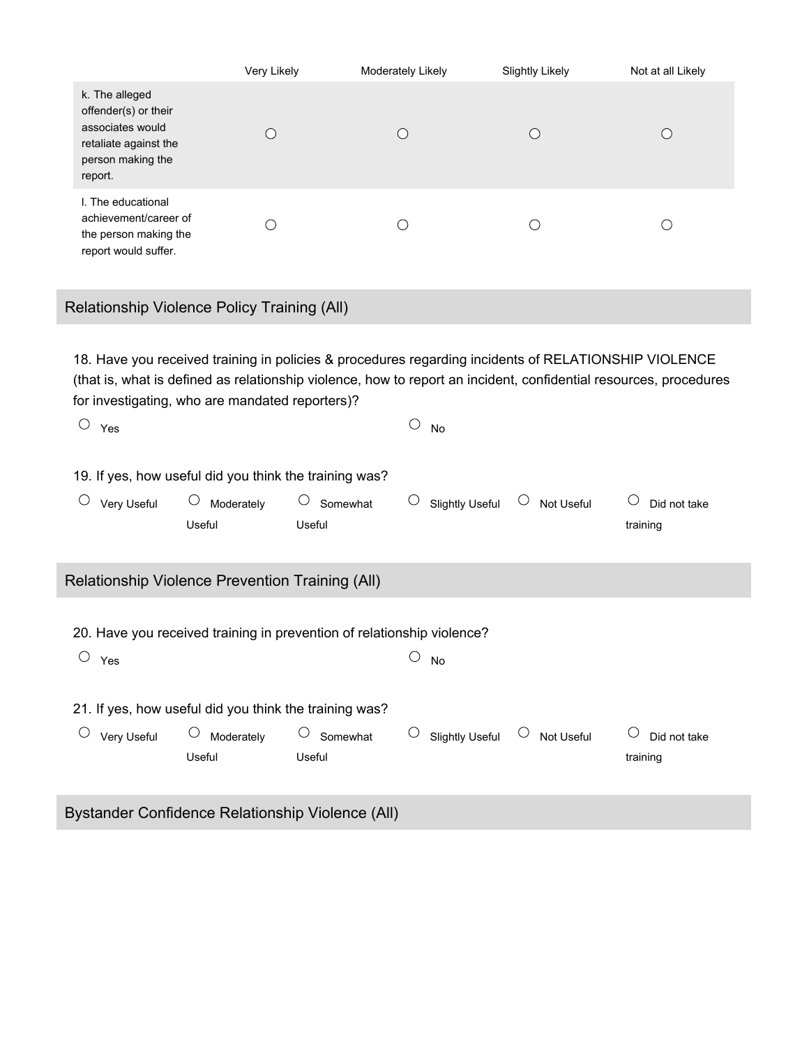| | Very Likely | Moderately Likely | Slightly Likely | Not at all Likely |
|---|---|---|---|---|
| k. The alleged offender(s) or their associates would retaliate against the person making the report. | ◯ | ◯ | ◯ | ◯ |
| l. The educational achievement/career of the person making the report would suffer. | ◯ | ◯ | ◯ | ◯ |

## Relationship Violence Policy Training (All)

18. Have you received training in policies & procedures regarding incidents of RELATIONSHIP VIOLENCE (that is, what is defined as relationship violence, how to report an incident, confidential resources, procedures for investigating, who are mandated reporters)?

◯ Yes ◯ No

19. If yes, how useful did you think the training was?

◯ Very Useful ◯ Moderately Useful ◯ Somewhat Useful ◯ Slightly Useful ◯ Not Useful ◯ Did not take training

## Relationship Violence Prevention Training (All)

20. Have you received training in prevention of relationship violence?

◯ Yes ◯ No

21. If yes, how useful did you think the training was?

◯ Very Useful ◯ Moderately Useful ◯ Somewhat Useful ◯ Slightly Useful ◯ Not Useful ◯ Did not take training

## Bystander Confidence Relationship Violence (All)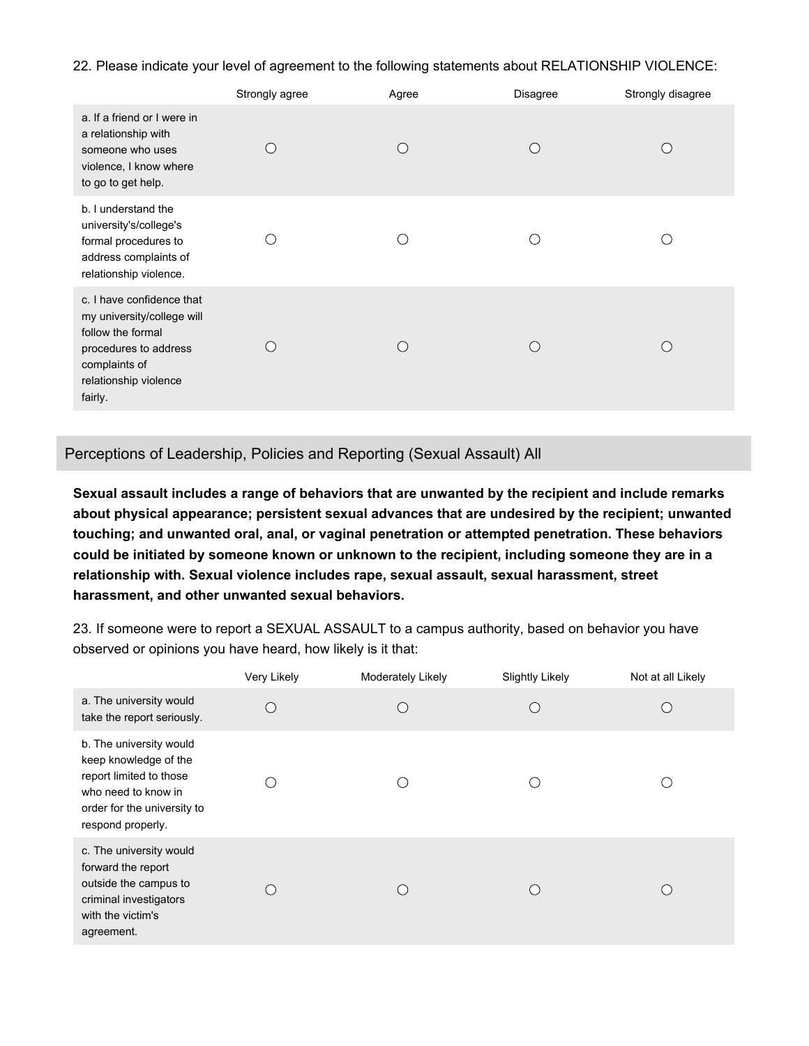22. Please indicate your level of agreement to the following statements about RELATIONSHIP VIOLENCE:

| | Strongly agree | Agree | Disagree | Strongly disagree |
|---|---|---|---|---|
| a. If a friend or I were in a relationship with someone who uses violence, I know where to go to get help. | ◯ | ◯ | ◯ | ◯ |
| b. I understand the university's/college's formal procedures to address complaints of relationship violence. | ◯ | ◯ | ◯ | ◯ |
| c. I have confidence that my university/college will follow the formal procedures to address complaints of relationship violence fairly. | ◯ | ◯ | ◯ | ◯ |

## Perceptions of Leadership, Policies and Reporting (Sexual Assault) All

**Sexual assault includes a range of behaviors that are unwanted by the recipient and include remarks about physical appearance; persistent sexual advances that are undesired by the recipient; unwanted touching; and unwanted oral, anal, or vaginal penetration or attempted penetration. These behaviors could be initiated by someone known or unknown to the recipient, including someone they are in a relationship with. Sexual violence includes rape, sexual assault, sexual harassment, street harassment, and other unwanted sexual behaviors.**

23. If someone were to report a SEXUAL ASSAULT to a campus authority, based on behavior you have observed or opinions you have heard, how likely is it that:

| | Very Likely | Moderately Likely | Slightly Likely | Not at all Likely |
|---|---|---|---|---|
| a. The university would take the report seriously. | ◯ | ◯ | ◯ | ◯ |
| b. The university would keep knowledge of the report limited to those who need to know in order for the university to respond properly. | ◯ | ◯ | ◯ | ◯ |
| c. The university would forward the report outside the campus to criminal investigators with the victim's agreement. | ◯ | ◯ | ◯ | ◯ |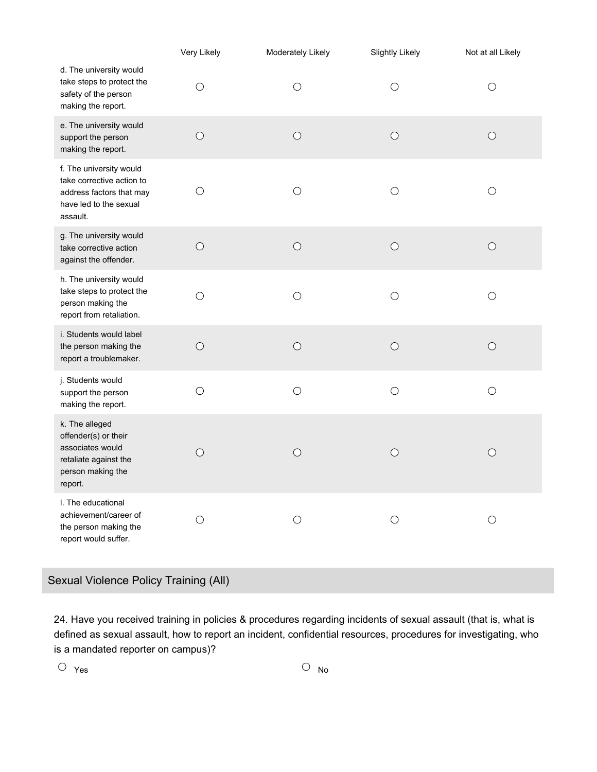| | Very Likely | Moderately Likely | Slightly Likely | Not at all Likely |
|---|---|---|---|---|
| d. The university would take steps to protect the safety of the person making the report. | ○ | ○ | ○ | ○ |
| e. The university would support the person making the report. | ○ | ○ | ○ | ○ |
| f. The university would take corrective action to address factors that may have led to the sexual assault. | ○ | ○ | ○ | ○ |
| g. The university would take corrective action against the offender. | ○ | ○ | ○ | ○ |
| h. The university would take steps to protect the person making the report from retaliation. | ○ | ○ | ○ | ○ |
| i. Students would label the person making the report a troublemaker. | ○ | ○ | ○ | ○ |
| j. Students would support the person making the report. | ○ | ○ | ○ | ○ |
| k. The alleged offender(s) or their associates would retaliate against the person making the report. | ○ | ○ | ○ | ○ |
| l. The educational achievement/career of the person making the report would suffer. | ○ | ○ | ○ | ○ |

## Sexual Violence Policy Training (All)

24. Have you received training in policies & procedures regarding incidents of sexual assault (that is, what is defined as sexual assault, how to report an incident, confidential resources, procedures for investigating, who is a mandated reporter on campus)?

○ Yes ○ No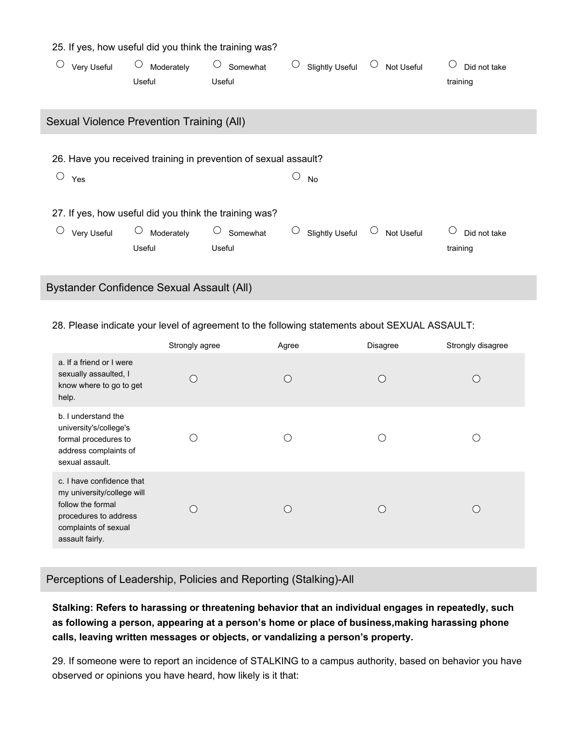25. If yes, how useful did you think the training was?

○ Very Useful ○ Moderately Useful ○ Somewhat Useful ○ Slightly Useful ○ Not Useful ○ Did not take training

## Sexual Violence Prevention Training (All)

26. Have you received training in prevention of sexual assault?

○ Yes ○ No

27. If yes, how useful did you think the training was?

○ Very Useful ○ Moderately Useful ○ Somewhat Useful ○ Slightly Useful ○ Not Useful ○ Did not take training

## Bystander Confidence Sexual Assault (All)

28. Please indicate your level of agreement to the following statements about SEXUAL ASSAULT:

| | Strongly agree | Agree | Disagree | Strongly disagree |
|---|---|---|---|---|
| a. If a friend or I were sexually assaulted, I know where to go to get help. | ○ | ○ | ○ | ○ |
| b. I understand the university's/college's formal procedures to address complaints of sexual assault. | ○ | ○ | ○ | ○ |
| c. I have confidence that my university/college will follow the formal procedures to address complaints of sexual assault fairly. | ○ | ○ | ○ | ○ |

## Perceptions of Leadership, Policies and Reporting (Stalking)-All

**Stalking: Refers to harassing or threatening behavior that an individual engages in repeatedly, such as following a person, appearing at a person's home or place of business,making harassing phone calls, leaving written messages or objects, or vandalizing a person's property.**

29. If someone were to report an incidence of STALKING to a campus authority, based on behavior you have observed or opinions you have heard, how likely is it that: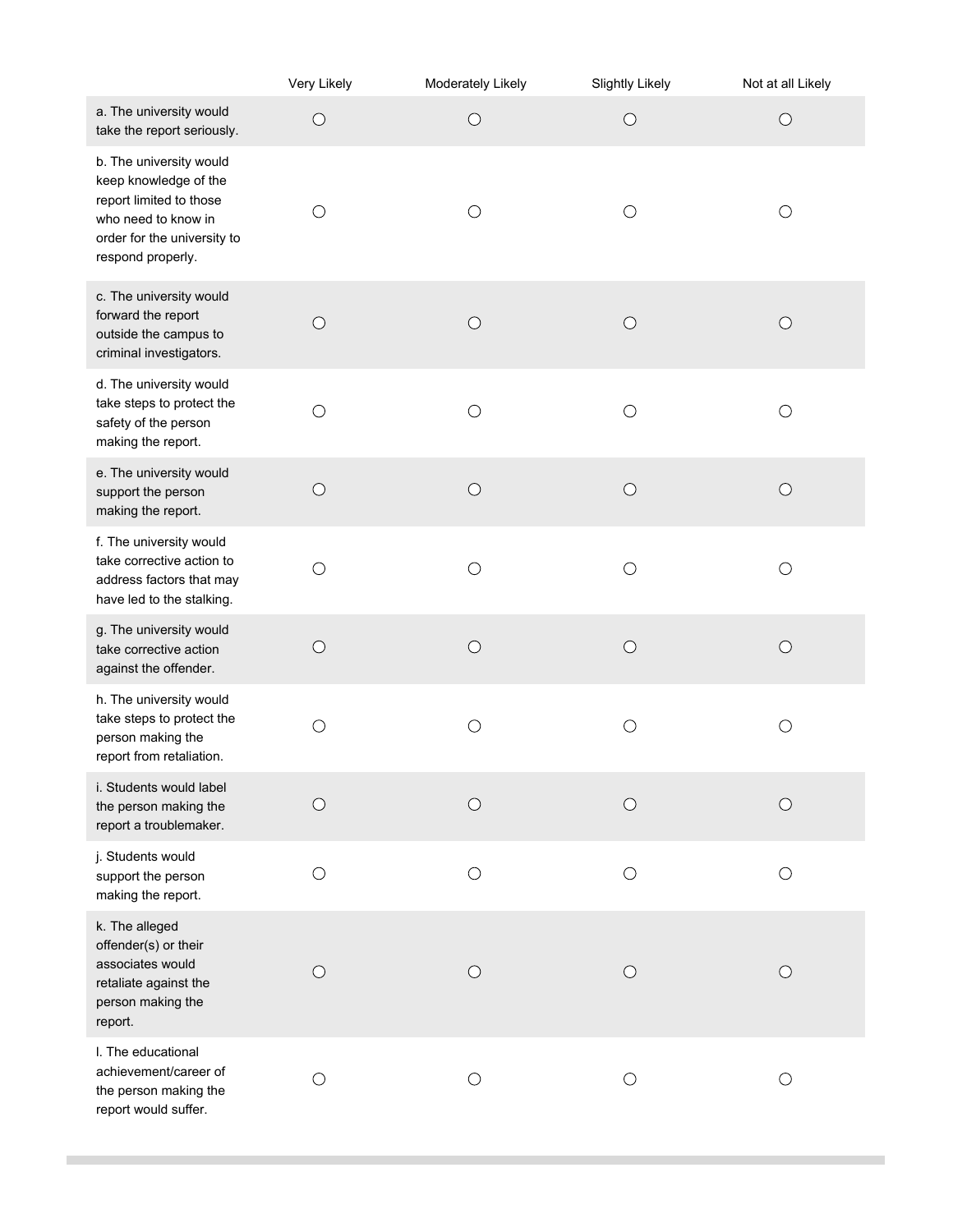| | Very Likely | Moderately Likely | Slightly Likely | Not at all Likely |
|---|---|---|---|---|
| a. The university would take the report seriously. | ○ | ○ | ○ | ○ |
| b. The university would keep knowledge of the report limited to those who need to know in order for the university to respond properly. | ○ | ○ | ○ | ○ |
| c. The university would forward the report outside the campus to criminal investigators. | ○ | ○ | ○ | ○ |
| d. The university would take steps to protect the safety of the person making the report. | ○ | ○ | ○ | ○ |
| e. The university would support the person making the report. | ○ | ○ | ○ | ○ |
| f. The university would take corrective action to address factors that may have led to the stalking. | ○ | ○ | ○ | ○ |
| g. The university would take corrective action against the offender. | ○ | ○ | ○ | ○ |
| h. The university would take steps to protect the person making the report from retaliation. | ○ | ○ | ○ | ○ |
| i. Students would label the person making the report a troublemaker. | ○ | ○ | ○ | ○ |
| j. Students would support the person making the report. | ○ | ○ | ○ | ○ |
| k. The alleged offender(s) or their associates would retaliate against the person making the report. | ○ | ○ | ○ | ○ |
| l. The educational achievement/career of the person making the report would suffer. | ○ | ○ | ○ | ○ |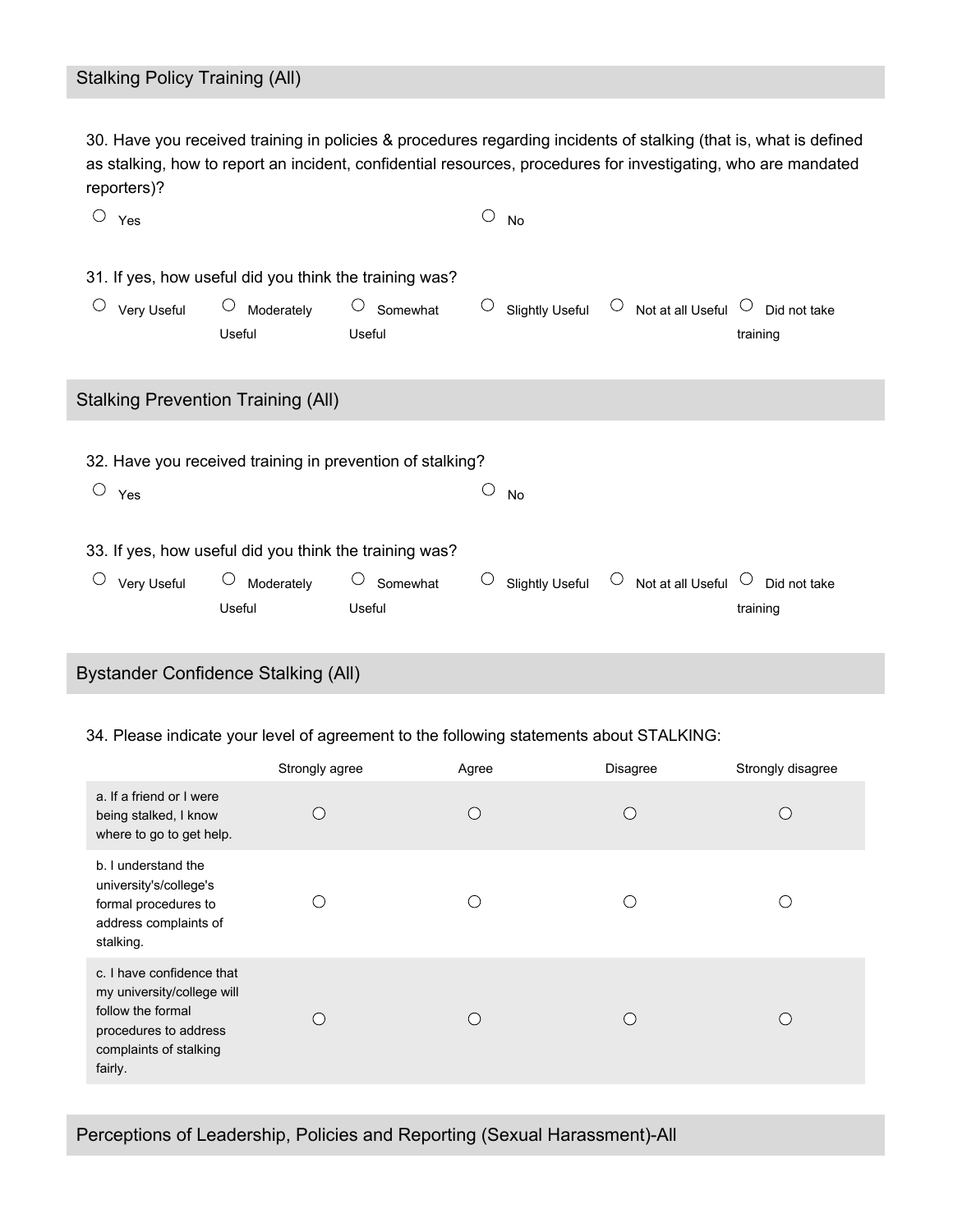## Stalking Policy Training (All)

30. Have you received training in policies & procedures regarding incidents of stalking (that is, what is defined as stalking, how to report an incident, confidential resources, procedures for investigating, who are mandated reporters)?

○ Yes ○ No

31. If yes, how useful did you think the training was?

○ Very Useful ○ Moderately Useful ○ Somewhat Useful ○ Slightly Useful ○ Not at all Useful ○ Did not take training

## Stalking Prevention Training (All)

32. Have you received training in prevention of stalking?

○ Yes ○ No

33. If yes, how useful did you think the training was?

○ Very Useful ○ Moderately Useful ○ Somewhat Useful ○ Slightly Useful ○ Not at all Useful ○ Did not take training

## Bystander Confidence Stalking (All)

34. Please indicate your level of agreement to the following statements about STALKING:

| | Strongly agree | Agree | Disagree | Strongly disagree |
|---|---|---|---|---|
| a. If a friend or I were being stalked, I know where to go to get help. | ○ | ○ | ○ | ○ |
| b. I understand the university's/college's formal procedures to address complaints of stalking. | ○ | ○ | ○ | ○ |
| c. I have confidence that my university/college will follow the formal procedures to address complaints of stalking fairly. | ○ | ○ | ○ | ○ |

## Perceptions of Leadership, Policies and Reporting (Sexual Harassment)-All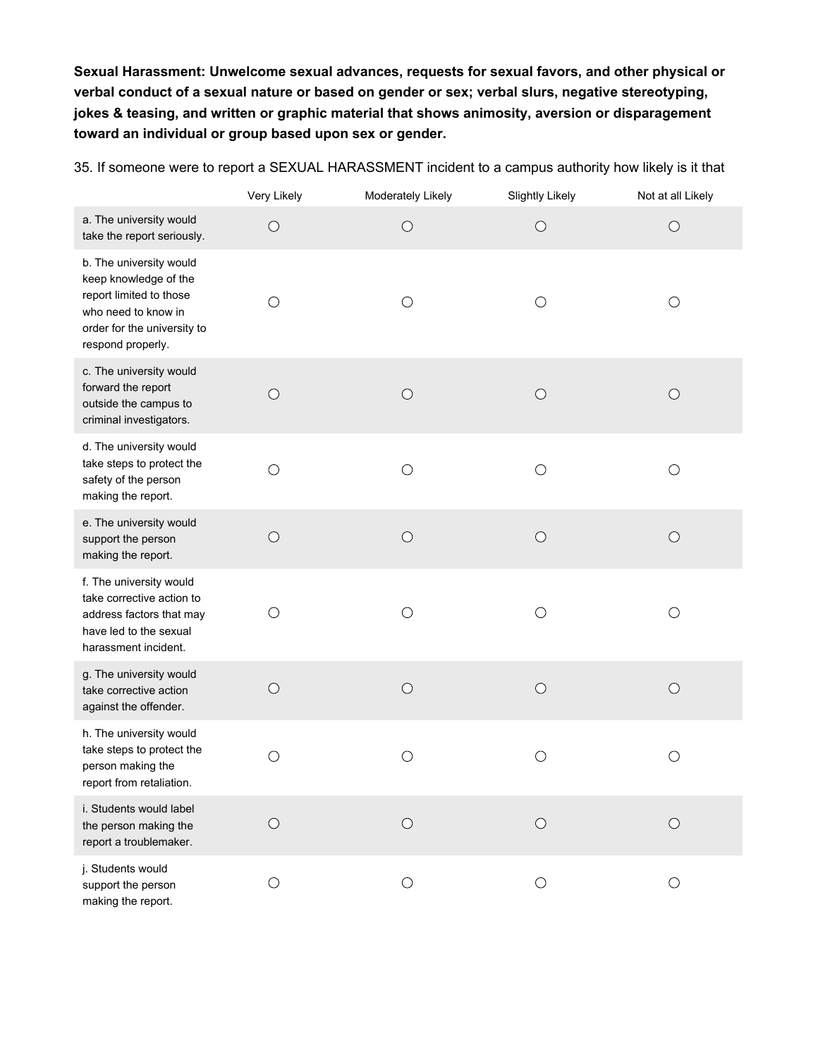**Sexual Harassment: Unwelcome sexual advances, requests for sexual favors, and other physical or verbal conduct of a sexual nature or based on gender or sex; verbal slurs, negative stereotyping, jokes & teasing, and written or graphic material that shows animosity, aversion or disparagement toward an individual or group based upon sex or gender.**

35. If someone were to report a SEXUAL HARASSMENT incident to a campus authority how likely is it that

| | Very Likely | Moderately Likely | Slightly Likely | Not at all Likely |
|---|---|---|---|---|
| a. The university would take the report seriously. | ○ | ○ | ○ | ○ |
| b. The university would keep knowledge of the report limited to those who need to know in order for the university to respond properly. | ○ | ○ | ○ | ○ |
| c. The university would forward the report outside the campus to criminal investigators. | ○ | ○ | ○ | ○ |
| d. The university would take steps to protect the safety of the person making the report. | ○ | ○ | ○ | ○ |
| e. The university would support the person making the report. | ○ | ○ | ○ | ○ |
| f. The university would take corrective action to address factors that may have led to the sexual harassment incident. | ○ | ○ | ○ | ○ |
| g. The university would take corrective action against the offender. | ○ | ○ | ○ | ○ |
| h. The university would take steps to protect the person making the report from retaliation. | ○ | ○ | ○ | ○ |
| i. Students would label the person making the report a troublemaker. | ○ | ○ | ○ | ○ |
| j. Students would support the person making the report. | ○ | ○ | ○ | ○ |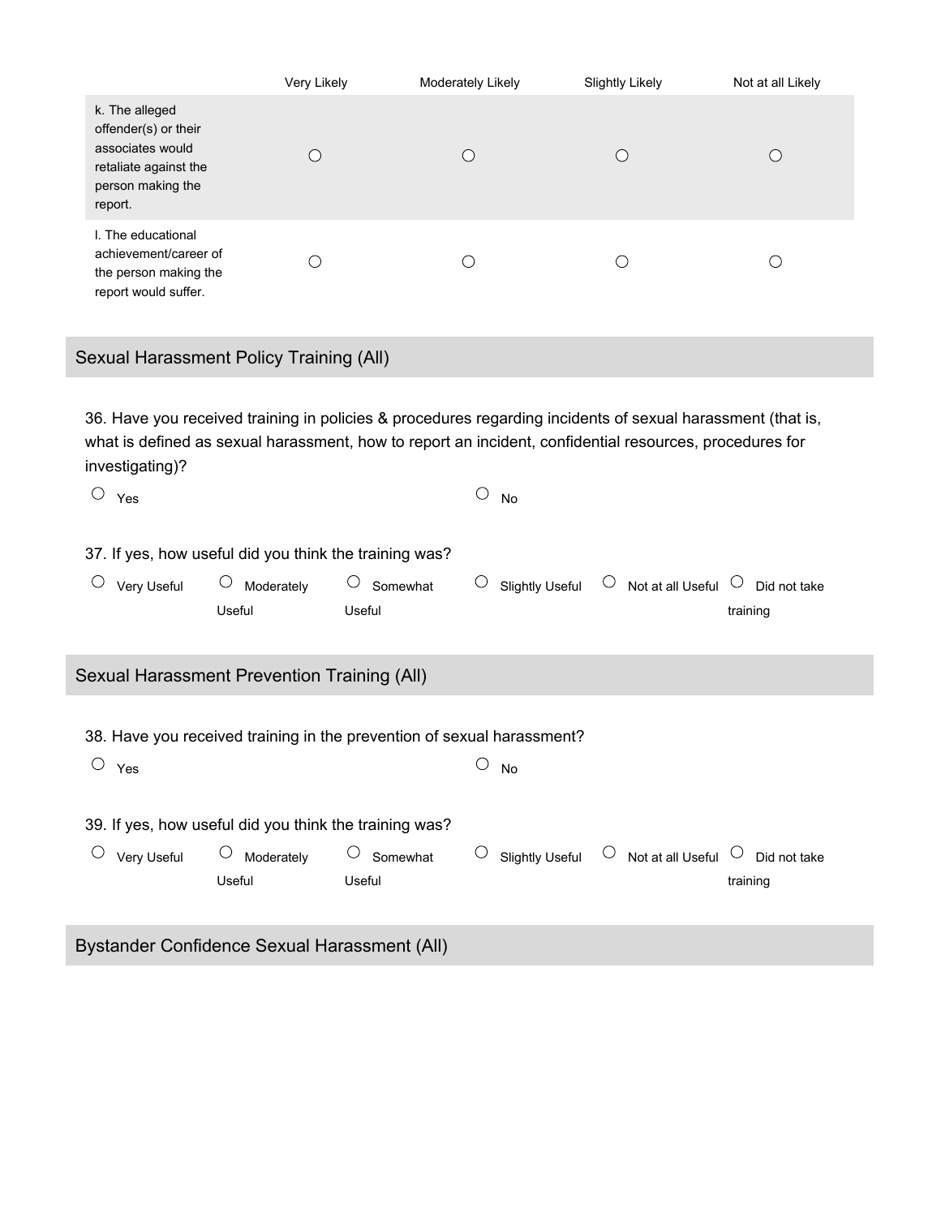| | Very Likely | Moderately Likely | Slightly Likely | Not at all Likely |
|---|---|---|---|---|
| k. The alleged offender(s) or their associates would retaliate against the person making the report. | ○ | ○ | ○ | ○ |
| l. The educational achievement/career of the person making the report would suffer. | ○ | ○ | ○ | ○ |

## Sexual Harassment Policy Training (All)

36. Have you received training in policies & procedures regarding incidents of sexual harassment (that is, what is defined as sexual harassment, how to report an incident, confidential resources, procedures for investigating)?

○ Yes ○ No

37. If yes, how useful did you think the training was?

○ Very Useful ○ Moderately Useful ○ Somewhat Useful ○ Slightly Useful ○ Not at all Useful ○ Did not take training

## Sexual Harassment Prevention Training (All)

38. Have you received training in the prevention of sexual harassment?

○ Yes ○ No

39. If yes, how useful did you think the training was?

○ Very Useful ○ Moderately Useful ○ Somewhat Useful ○ Slightly Useful ○ Not at all Useful ○ Did not take training

## Bystander Confidence Sexual Harassment (All)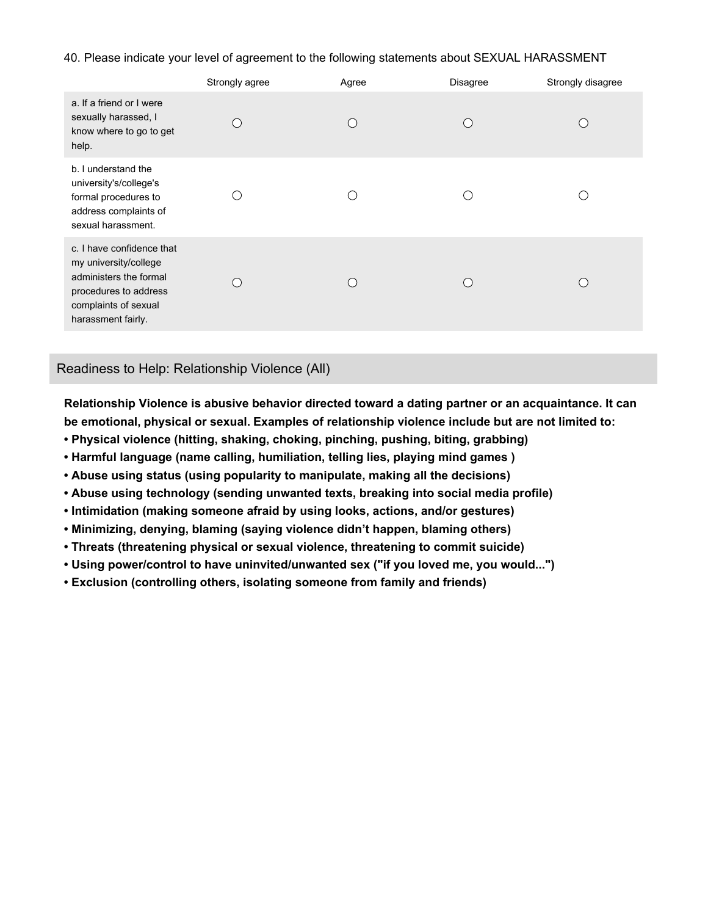40. Please indicate your level of agreement to the following statements about SEXUAL HARASSMENT

| | Strongly agree | Agree | Disagree | Strongly disagree |
|---|---|---|---|---|
| a. If a friend or I were sexually harassed, I know where to go to get help. | ○ | ○ | ○ | ○ |
| b. I understand the university's/college's formal procedures to address complaints of sexual harassment. | ○ | ○ | ○ | ○ |
| c. I have confidence that my university/college administers the formal procedures to address complaints of sexual harassment fairly. | ○ | ○ | ○ | ○ |

## Readiness to Help: Relationship Violence (All)

**Relationship Violence is abusive behavior directed toward a dating partner or an acquaintance. It can be emotional, physical or sexual. Examples of relationship violence include but are not limited to:**

- **Physical violence (hitting, shaking, choking, pinching, pushing, biting, grabbing)**
- **Harmful language (name calling, humiliation, telling lies, playing mind games )**
- **Abuse using status (using popularity to manipulate, making all the decisions)**
- **Abuse using technology (sending unwanted texts, breaking into social media profile)**
- **Intimidation (making someone afraid by using looks, actions, and/or gestures)**
- **Minimizing, denying, blaming (saying violence didn't happen, blaming others)**
- **Threats (threatening physical or sexual violence, threatening to commit suicide)**
- **Using power/control to have uninvited/unwanted sex ("if you loved me, you would...")**
- **Exclusion (controlling others, isolating someone from family and friends)**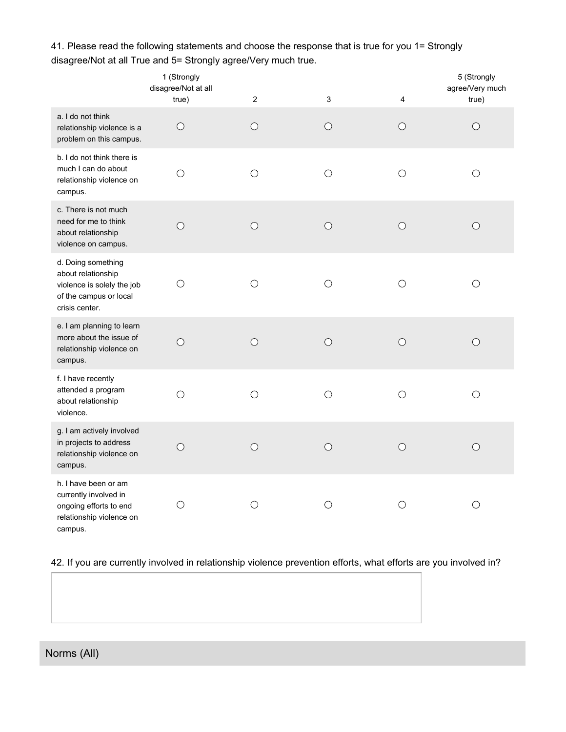41. Please read the following statements and choose the response that is true for you 1= Strongly disagree/Not at all True and 5= Strongly agree/Very much true.

| | 1 (Strongly disagree/Not at all true) | 2 | 3 | 4 | 5 (Strongly agree/Very much true) |
|---|---|---|---|---|---|
| a. I do not think relationship violence is a problem on this campus. | ○ | ○ | ○ | ○ | ○ |
| b. I do not think there is much I can do about relationship violence on campus. | ○ | ○ | ○ | ○ | ○ |
| c. There is not much need for me to think about relationship violence on campus. | ○ | ○ | ○ | ○ | ○ |
| d. Doing something about relationship violence is solely the job of the campus or local crisis center. | ○ | ○ | ○ | ○ | ○ |
| e. I am planning to learn more about the issue of relationship violence on campus. | ○ | ○ | ○ | ○ | ○ |
| f. I have recently attended a program about relationship violence. | ○ | ○ | ○ | ○ | ○ |
| g. I am actively involved in projects to address relationship violence on campus. | ○ | ○ | ○ | ○ | ○ |
| h. I have been or am currently involved in ongoing efforts to end relationship violence on campus. | ○ | ○ | ○ | ○ | ○ |

42. If you are currently involved in relationship violence prevention efforts, what efforts are you involved in?

## Norms (All)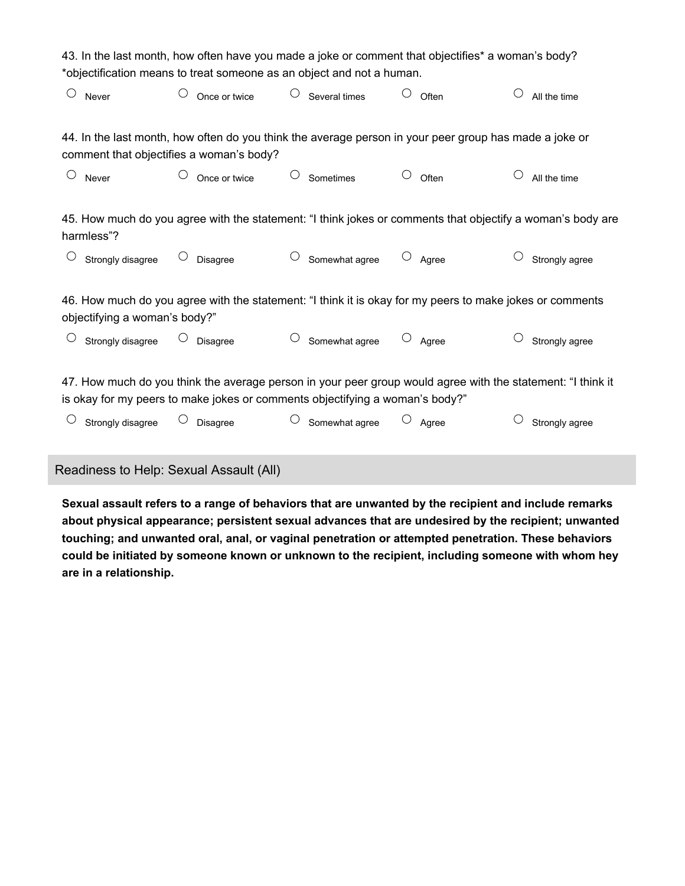43. In the last month, how often have you made a joke or comment that objectifies* a woman's body?
*objectification means to treat someone as an object and not a human.

○ Never ○ Once or twice ○ Several times ○ Often ○ All the time

44. In the last month, how often do you think the average person in your peer group has made a joke or comment that objectifies a woman's body?

○ Never ○ Once or twice ○ Sometimes ○ Often ○ All the time

45. How much do you agree with the statement: "I think jokes or comments that objectify a woman's body are harmless"?

○ Strongly disagree ○ Disagree ○ Somewhat agree ○ Agree ○ Strongly agree

46. How much do you agree with the statement: "I think it is okay for my peers to make jokes or comments objectifying a woman's body?"

○ Strongly disagree ○ Disagree ○ Somewhat agree ○ Agree ○ Strongly agree

47. How much do you think the average person in your peer group would agree with the statement: "I think it is okay for my peers to make jokes or comments objectifying a woman's body?"

○ Strongly disagree ○ Disagree ○ Somewhat agree ○ Agree ○ Strongly agree

## Readiness to Help: Sexual Assault (All)

**Sexual assault refers to a range of behaviors that are unwanted by the recipient and include remarks about physical appearance; persistent sexual advances that are undesired by the recipient; unwanted touching; and unwanted oral, anal, or vaginal penetration or attempted penetration. These behaviors could be initiated by someone known or unknown to the recipient, including someone with whom hey are in a relationship.**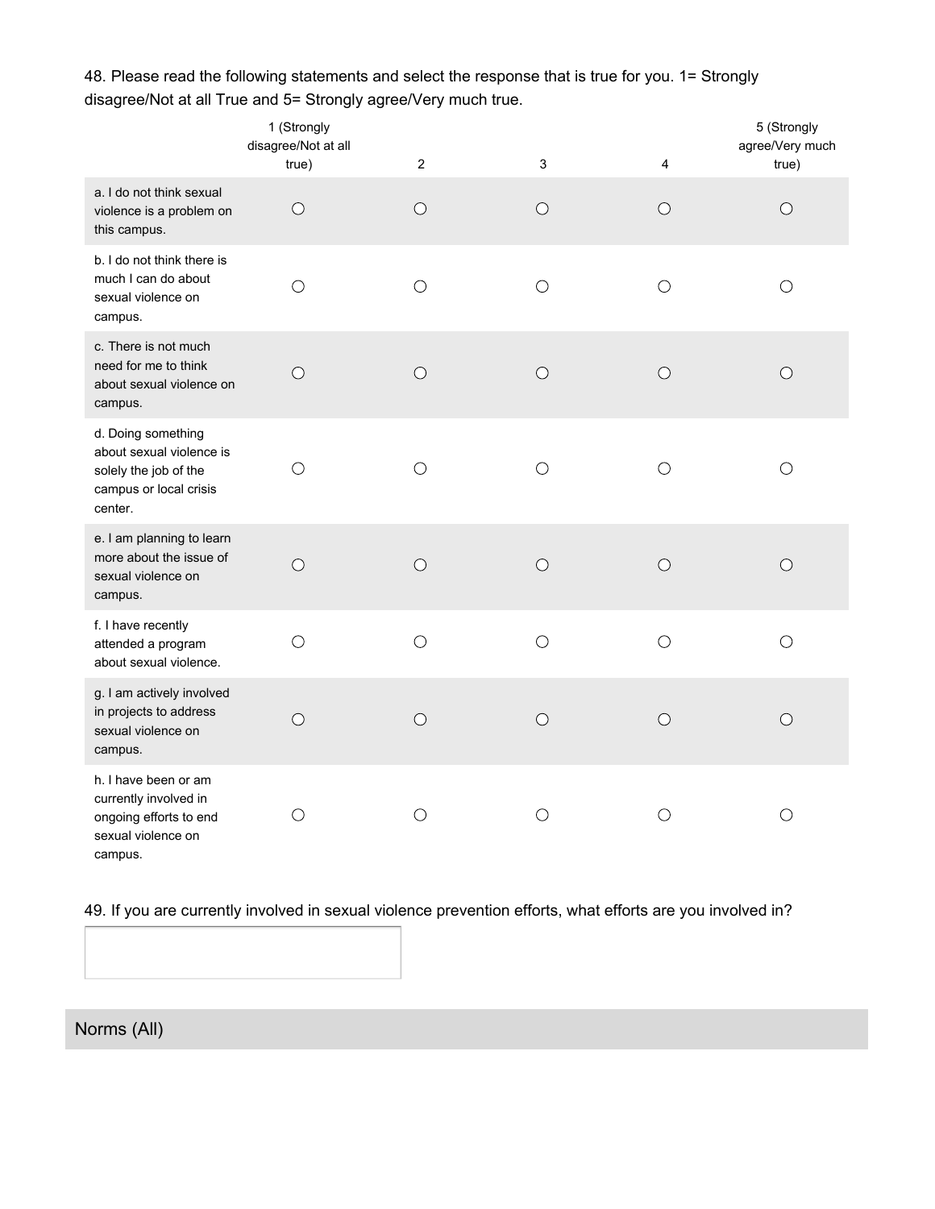48. Please read the following statements and select the response that is true for you. 1= Strongly disagree/Not at all True and 5= Strongly agree/Very much true.

| | 1 (Strongly disagree/Not at all true) | 2 | 3 | 4 | 5 (Strongly agree/Very much true) |
|---|---|---|---|---|---|
| a. I do not think sexual violence is a problem on this campus. | ○ | ○ | ○ | ○ | ○ |
| b. I do not think there is much I can do about sexual violence on campus. | ○ | ○ | ○ | ○ | ○ |
| c. There is not much need for me to think about sexual violence on campus. | ○ | ○ | ○ | ○ | ○ |
| d. Doing something about sexual violence is solely the job of the campus or local crisis center. | ○ | ○ | ○ | ○ | ○ |
| e. I am planning to learn more about the issue of sexual violence on campus. | ○ | ○ | ○ | ○ | ○ |
| f. I have recently attended a program about sexual violence. | ○ | ○ | ○ | ○ | ○ |
| g. I am actively involved in projects to address sexual violence on campus. | ○ | ○ | ○ | ○ | ○ |
| h. I have been or am currently involved in ongoing efforts to end sexual violence on campus. | ○ | ○ | ○ | ○ | ○ |

49. If you are currently involved in sexual violence prevention efforts, what efforts are you involved in?

## Norms (All)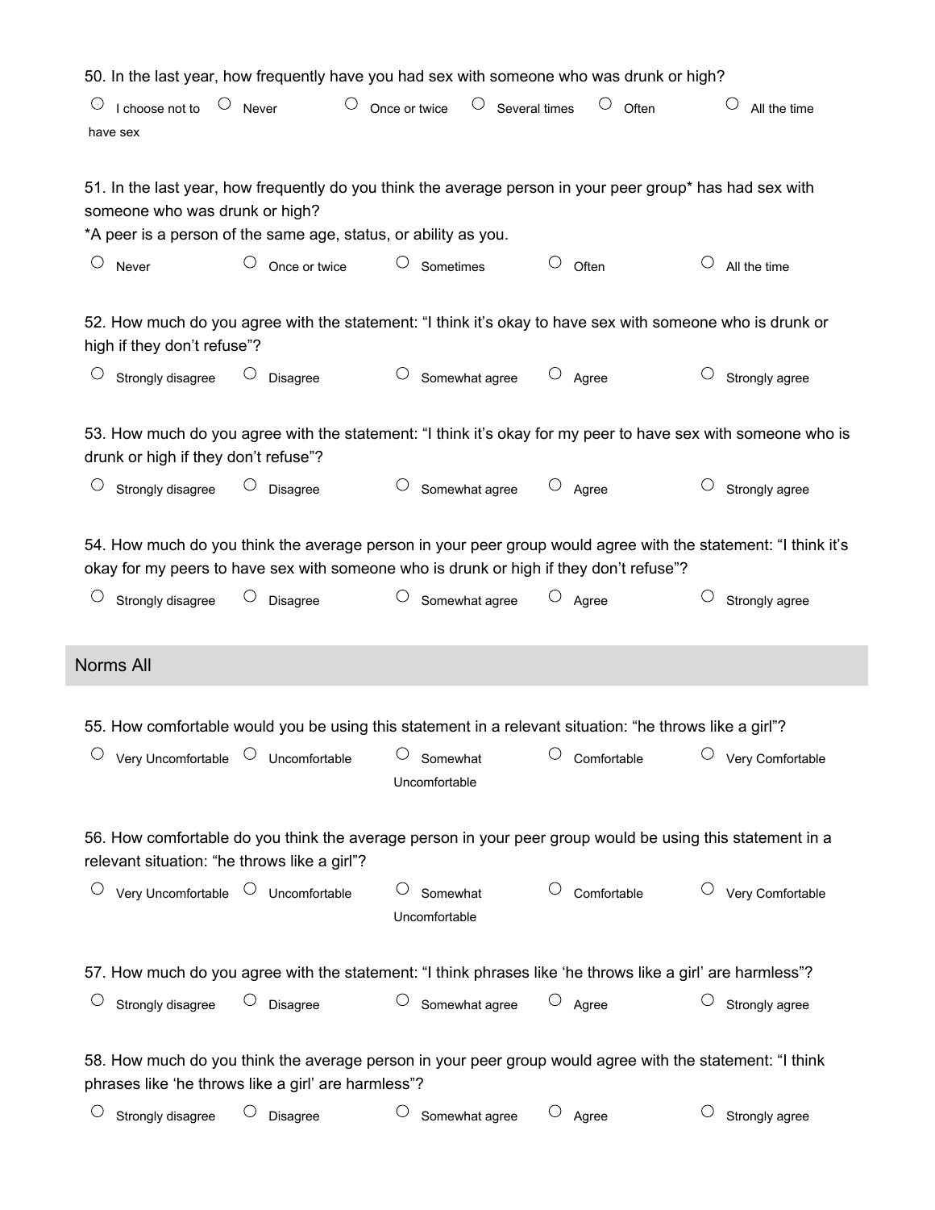50. In the last year, how frequently have you had sex with someone who was drunk or high?

○ I choose not to have sex ○ Never ○ Once or twice ○ Several times ○ Often ○ All the time

51. In the last year, how frequently do you think the average person in your peer group* has had sex with someone who was drunk or high?

*A peer is a person of the same age, status, or ability as you.

○ Never ○ Once or twice ○ Sometimes ○ Often ○ All the time

52. How much do you agree with the statement: “I think it’s okay to have sex with someone who is drunk or high if they don’t refuse”?

○ Strongly disagree ○ Disagree ○ Somewhat agree ○ Agree ○ Strongly agree

53. How much do you agree with the statement: “I think it’s okay for my peer to have sex with someone who is drunk or high if they don’t refuse”?

○ Strongly disagree ○ Disagree ○ Somewhat agree ○ Agree ○ Strongly agree

54. How much do you think the average person in your peer group would agree with the statement: “I think it’s okay for my peers to have sex with someone who is drunk or high if they don’t refuse”?

○ Strongly disagree ○ Disagree ○ Somewhat agree ○ Agree ○ Strongly agree

## Norms All

55. How comfortable would you be using this statement in a relevant situation: “he throws like a girl”?

○ Very Uncomfortable ○ Uncomfortable ○ Somewhat Uncomfortable ○ Comfortable ○ Very Comfortable

56. How comfortable do you think the average person in your peer group would be using this statement in a relevant situation: “he throws like a girl”?

○ Very Uncomfortable ○ Uncomfortable ○ Somewhat Uncomfortable ○ Comfortable ○ Very Comfortable

57. How much do you agree with the statement: “I think phrases like ‘he throws like a girl’ are harmless”?

○ Strongly disagree ○ Disagree ○ Somewhat agree ○ Agree ○ Strongly agree

58. How much do you think the average person in your peer group would agree with the statement: “I think phrases like ‘he throws like a girl’ are harmless”?

○ Strongly disagree ○ Disagree ○ Somewhat agree ○ Agree ○ Strongly agree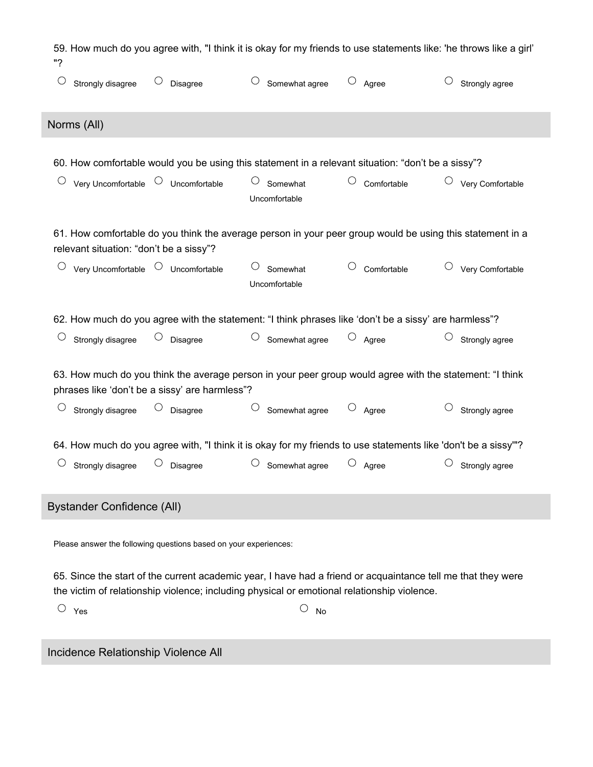59. How much do you agree with, "I think it is okay for my friends to use statements like: 'he throws like a girl' "?

○ Strongly disagree ○ Disagree ○ Somewhat agree ○ Agree ○ Strongly agree

## Norms (All)

60. How comfortable would you be using this statement in a relevant situation: “don’t be a sissy”?

○ Very Uncomfortable ○ Uncomfortable ○ Somewhat Uncomfortable ○ Comfortable ○ Very Comfortable

61. How comfortable do you think the average person in your peer group would be using this statement in a relevant situation: “don’t be a sissy”?

○ Very Uncomfortable ○ Uncomfortable ○ Somewhat Uncomfortable ○ Comfortable ○ Very Comfortable

62. How much do you agree with the statement: “I think phrases like ‘don’t be a sissy’ are harmless”?

○ Strongly disagree ○ Disagree ○ Somewhat agree ○ Agree ○ Strongly agree

63. How much do you think the average person in your peer group would agree with the statement: “I think phrases like ‘don’t be a sissy’ are harmless”?

○ Strongly disagree ○ Disagree ○ Somewhat agree ○ Agree ○ Strongly agree

64. How much do you agree with, "I think it is okay for my friends to use statements like 'don't be a sissy'"?

○ Strongly disagree ○ Disagree ○ Somewhat agree ○ Agree ○ Strongly agree

## Bystander Confidence (All)

Please answer the following questions based on your experiences:

65. Since the start of the current academic year, I have had a friend or acquaintance tell me that they were the victim of relationship violence; including physical or emotional relationship violence.

○ Yes ○ No

## Incidence Relationship Violence All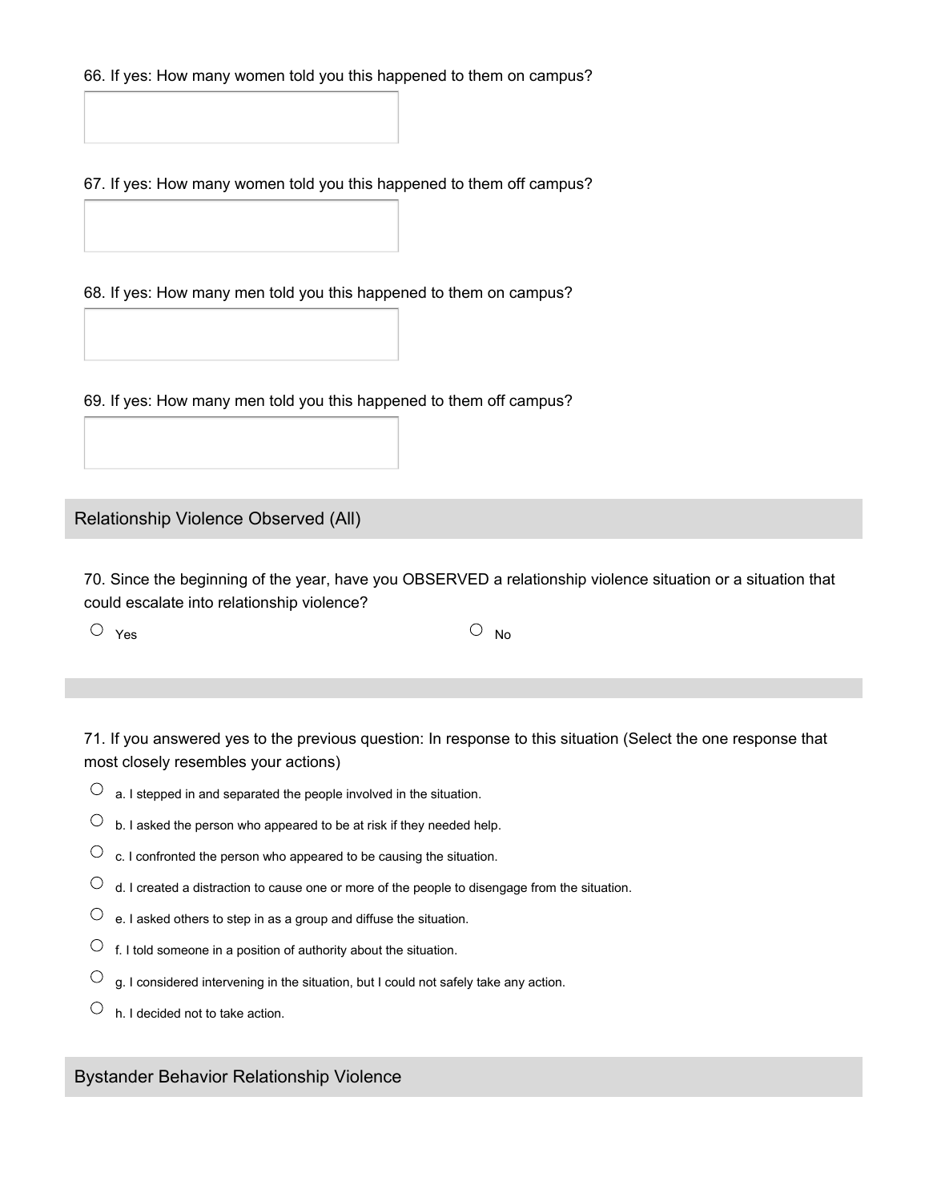66. If yes: How many women told you this happened to them on campus?

67. If yes: How many women told you this happened to them off campus?

68. If yes: How many men told you this happened to them on campus?

69. If yes: How many men told you this happened to them off campus?

## Relationship Violence Observed (All)

70. Since the beginning of the year, have you OBSERVED a relationship violence situation or a situation that could escalate into relationship violence?

○ Yes ○ No

71. If you answered yes to the previous question: In response to this situation (Select the one response that most closely resembles your actions)

○ a. I stepped in and separated the people involved in the situation.

○ b. I asked the person who appeared to be at risk if they needed help.

○ c. I confronted the person who appeared to be causing the situation.

○ d. I created a distraction to cause one or more of the people to disengage from the situation.

○ e. I asked others to step in as a group and diffuse the situation.

○ f. I told someone in a position of authority about the situation.

○ g. I considered intervening in the situation, but I could not safely take any action.

○ h. I decided not to take action.

## Bystander Behavior Relationship Violence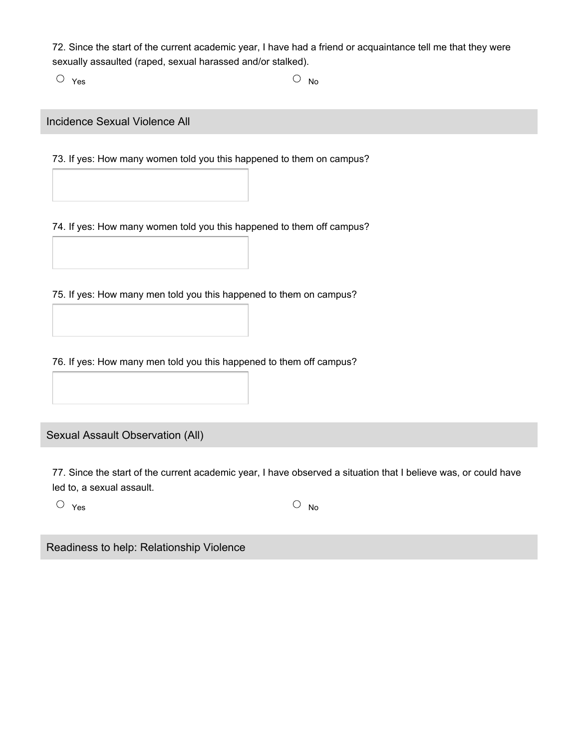72. Since the start of the current academic year, I have had a friend or acquaintance tell me that they were sexually assaulted (raped, sexual harassed and/or stalked).

○ Yes ○ No

## Incidence Sexual Violence All

73. If yes: How many women told you this happened to them on campus?

74. If yes: How many women told you this happened to them off campus?

75. If yes: How many men told you this happened to them on campus?

76. If yes: How many men told you this happened to them off campus?

## Sexual Assault Observation (All)

77. Since the start of the current academic year, I have observed a situation that I believe was, or could have led to, a sexual assault.

○ Yes ○ No

## Readiness to help: Relationship Violence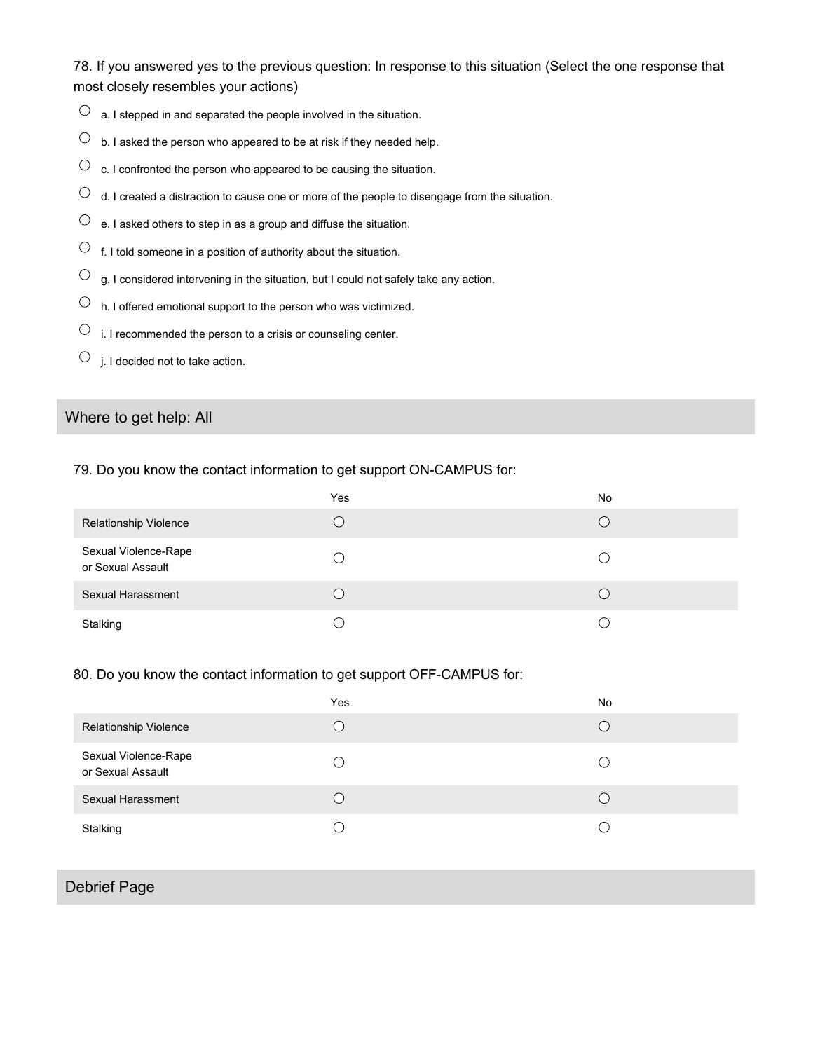78. If you answered yes to the previous question: In response to this situation (Select the one response that most closely resembles your actions)

- ○ a. I stepped in and separated the people involved in the situation.
- ○ b. I asked the person who appeared to be at risk if they needed help.
- ○ c. I confronted the person who appeared to be causing the situation.
- ○ d. I created a distraction to cause one or more of the people to disengage from the situation.
- ○ e. I asked others to step in as a group and diffuse the situation.
- ○ f. I told someone in a position of authority about the situation.
- ○ g. I considered intervening in the situation, but I could not safely take any action.
- ○ h. I offered emotional support to the person who was victimized.
- ○ i. I recommended the person to a crisis or counseling center.
- ○ j. I decided not to take action.

## Where to get help: All

79. Do you know the contact information to get support ON-CAMPUS for:

| | Yes | No |
|---|---|---|
| Relationship Violence | ○ | ○ |
| Sexual Violence-Rape or Sexual Assault | ○ | ○ |
| Sexual Harassment | ○ | ○ |
| Stalking | ○ | ○ |

80. Do you know the contact information to get support OFF-CAMPUS for:

| | Yes | No |
|---|---|---|
| Relationship Violence | ○ | ○ |
| Sexual Violence-Rape or Sexual Assault | ○ | ○ |
| Sexual Harassment | ○ | ○ |
| Stalking | ○ | ○ |

## Debrief Page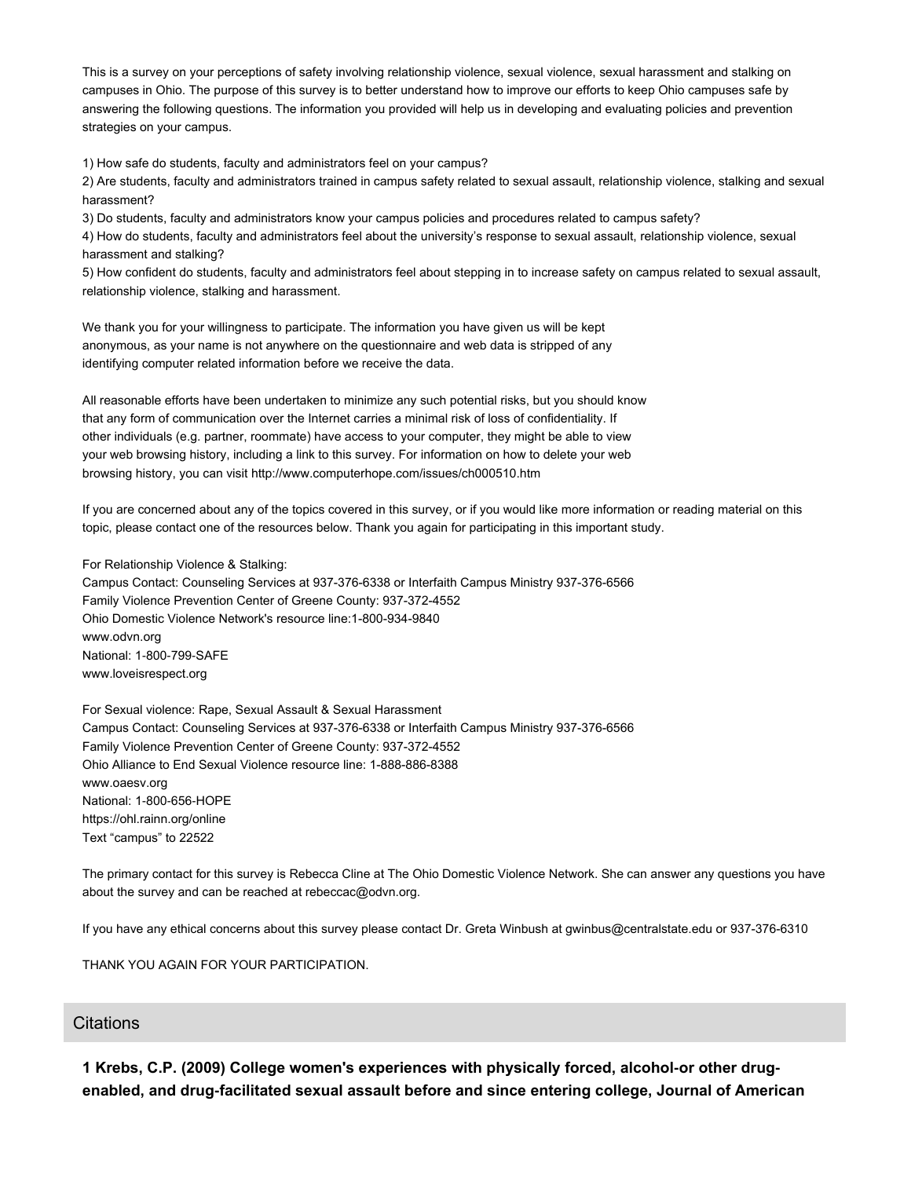This is a survey on your perceptions of safety involving relationship violence, sexual violence, sexual harassment and stalking on campuses in Ohio. The purpose of this survey is to better understand how to improve our efforts to keep Ohio campuses safe by answering the following questions. The information you provided will help us in developing and evaluating policies and prevention strategies on your campus.

1) How safe do students, faculty and administrators feel on your campus?
2) Are students, faculty and administrators trained in campus safety related to sexual assault, relationship violence, stalking and sexual harassment?
3) Do students, faculty and administrators know your campus policies and procedures related to campus safety?
4) How do students, faculty and administrators feel about the university's response to sexual assault, relationship violence, sexual harassment and stalking?
5) How confident do students, faculty and administrators feel about stepping in to increase safety on campus related to sexual assault, relationship violence, stalking and harassment.

We thank you for your willingness to participate. The information you have given us will be kept anonymous, as your name is not anywhere on the questionnaire and web data is stripped of any identifying computer related information before we receive the data.

All reasonable efforts have been undertaken to minimize any such potential risks, but you should know that any form of communication over the Internet carries a minimal risk of loss of confidentiality. If other individuals (e.g. partner, roommate) have access to your computer, they might be able to view your web browsing history, including a link to this survey. For information on how to delete your web browsing history, you can visit http://www.computerhope.com/issues/ch000510.htm

If you are concerned about any of the topics covered in this survey, or if you would like more information or reading material on this topic, please contact one of the resources below. Thank you again for participating in this important study.

For Relationship Violence & Stalking:
Campus Contact: Counseling Services at 937-376-6338 or Interfaith Campus Ministry 937-376-6566
Family Violence Prevention Center of Greene County: 937-372-4552
Ohio Domestic Violence Network's resource line:1-800-934-9840
www.odvn.org
National: 1-800-799-SAFE
www.loveisrespect.org

For Sexual violence: Rape, Sexual Assault & Sexual Harassment
Campus Contact: Counseling Services at 937-376-6338 or Interfaith Campus Ministry 937-376-6566
Family Violence Prevention Center of Greene County: 937-372-4552
Ohio Alliance to End Sexual Violence resource line: 1-888-886-8388
www.oaesv.org
National: 1-800-656-HOPE
https://ohl.rainn.org/online
Text "campus" to 22522

The primary contact for this survey is Rebecca Cline at The Ohio Domestic Violence Network. She can answer any questions you have about the survey and can be reached at rebeccac@odvn.org.

If you have any ethical concerns about this survey please contact Dr. Greta Winbush at gwinbus@centralstate.edu or 937-376-6310

THANK YOU AGAIN FOR YOUR PARTICIPATION.

## Citations

**1 Krebs, C.P. (2009) College women's experiences with physically forced, alcohol-or other drug-enabled, and drug-facilitated sexual assault before and since entering college, Journal of American**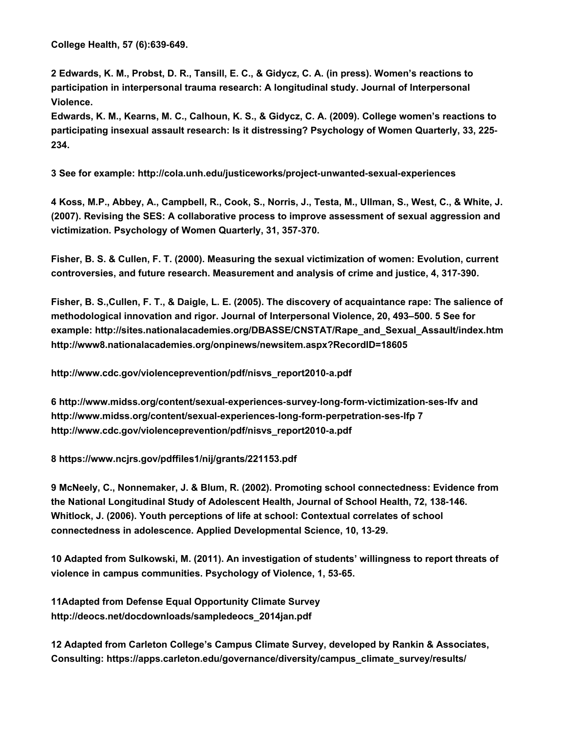**College Health, 57 (6):639-649.**

**2 Edwards, K. M., Probst, D. R., Tansill, E. C., & Gidycz, C. A. (in press). Women's reactions to participation in interpersonal trauma research: A longitudinal study. Journal of Interpersonal Violence.**
**Edwards, K. M., Kearns, M. C., Calhoun, K. S., & Gidycz, C. A. (2009). College women's reactions to participating insexual assault research: Is it distressing? Psychology of Women Quarterly, 33, 225-234.**

**3 See for example: http://cola.unh.edu/justiceworks/project-unwanted-sexual-experiences**

**4 Koss, M.P., Abbey, A., Campbell, R., Cook, S., Norris, J., Testa, M., Ullman, S., West, C., & White, J. (2007). Revising the SES: A collaborative process to improve assessment of sexual aggression and victimization. Psychology of Women Quarterly, 31, 357-370.**

**Fisher, B. S. & Cullen, F. T. (2000). Measuring the sexual victimization of women: Evolution, current controversies, and future research. Measurement and analysis of crime and justice, 4, 317-390.**

**Fisher, B. S.,Cullen, F. T., & Daigle, L. E. (2005). The discovery of acquaintance rape: The salience of methodological innovation and rigor. Journal of Interpersonal Violence, 20, 493–500. 5 See for example: http://sites.nationalacademies.org/DBASSE/CNSTAT/Rape_and_Sexual_Assault/index.htm http://www8.nationalacademies.org/onpinews/newsitem.aspx?RecordID=18605**

**http://www.cdc.gov/violenceprevention/pdf/nisvs_report2010-a.pdf**

**6 http://www.midss.org/content/sexual-experiences-survey-long-form-victimization-ses-lfv and http://www.midss.org/content/sexual-experiences-long-form-perpetration-ses-lfp 7 http://www.cdc.gov/violenceprevention/pdf/nisvs_report2010-a.pdf**

**8 https://www.ncjrs.gov/pdffiles1/nij/grants/221153.pdf**

**9 McNeely, C., Nonnemaker, J. & Blum, R. (2002). Promoting school connectedness: Evidence from the National Longitudinal Study of Adolescent Health, Journal of School Health, 72, 138-146. Whitlock, J. (2006). Youth perceptions of life at school: Contextual correlates of school connectedness in adolescence. Applied Developmental Science, 10, 13-29.**

**10 Adapted from Sulkowski, M. (2011). An investigation of students' willingness to report threats of violence in campus communities. Psychology of Violence, 1, 53-65.**

**11Adapted from Defense Equal Opportunity Climate Survey http://deocs.net/docdownloads/sampledeocs_2014jan.pdf**

**12 Adapted from Carleton College's Campus Climate Survey, developed by Rankin & Associates, Consulting: https://apps.carleton.edu/governance/diversity/campus_climate_survey/results/**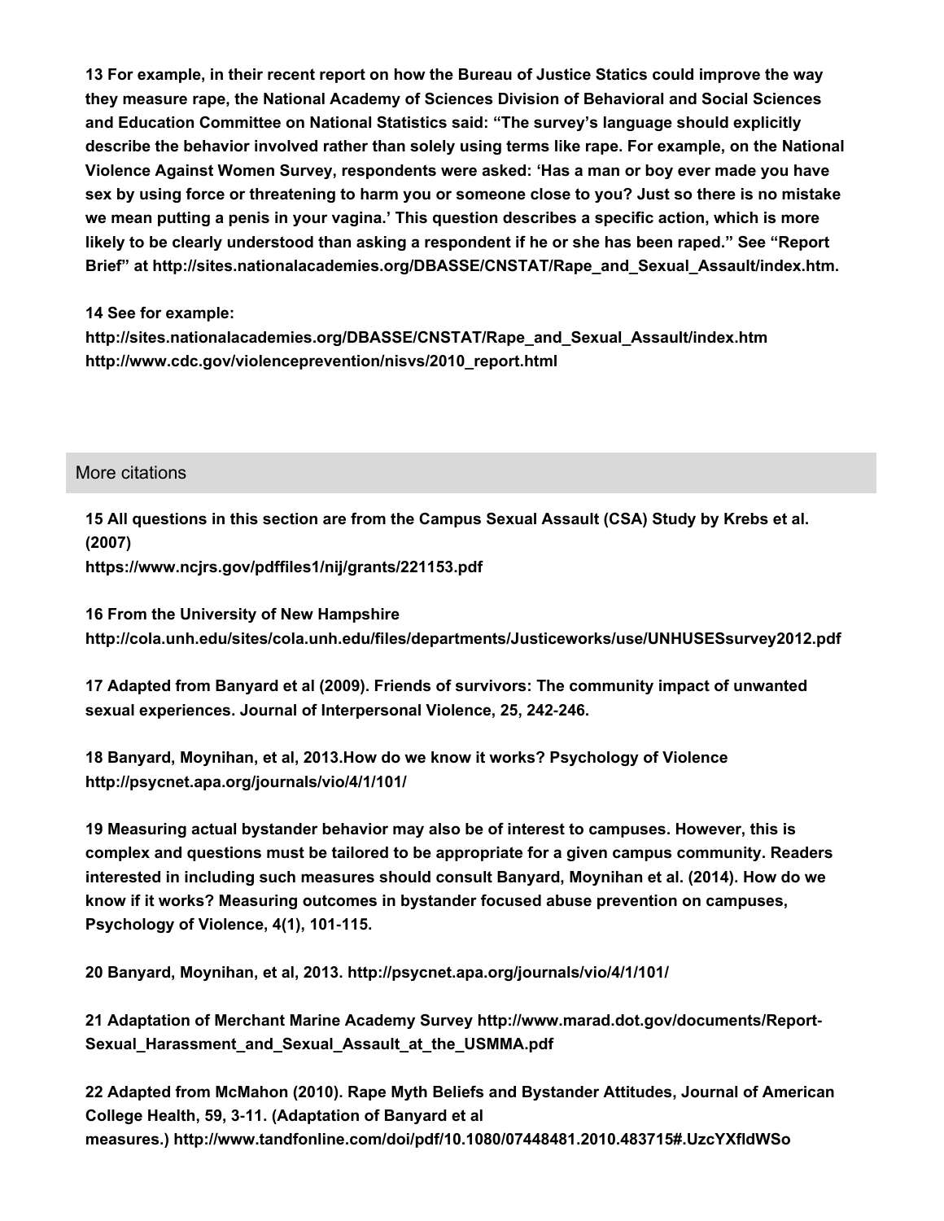**13 For example, in their recent report on how the Bureau of Justice Statics could improve the way they measure rape, the National Academy of Sciences Division of Behavioral and Social Sciences and Education Committee on National Statistics said: "The survey's language should explicitly describe the behavior involved rather than solely using terms like rape. For example, on the National Violence Against Women Survey, respondents were asked: 'Has a man or boy ever made you have sex by using force or threatening to harm you or someone close to you? Just so there is no mistake we mean putting a penis in your vagina.' This question describes a specific action, which is more likely to be clearly understood than asking a respondent if he or she has been raped." See "Report Brief" at http://sites.nationalacademies.org/DBASSE/CNSTAT/Rape_and_Sexual_Assault/index.htm.**

**14 See for example:**
**http://sites.nationalacademies.org/DBASSE/CNSTAT/Rape_and_Sexual_Assault/index.htm**
**http://www.cdc.gov/violenceprevention/nisvs/2010_report.html**

## More citations

**15 All questions in this section are from the Campus Sexual Assault (CSA) Study by Krebs et al. (2007)**
**https://www.ncjrs.gov/pdffiles1/nij/grants/221153.pdf**

**16 From the University of New Hampshire**
**http://cola.unh.edu/sites/cola.unh.edu/files/departments/Justiceworks/use/UNHUSESsurvey2012.pdf**

**17 Adapted from Banyard et al (2009). Friends of survivors: The community impact of unwanted sexual experiences. Journal of Interpersonal Violence, 25, 242-246.**

**18 Banyard, Moynihan, et al, 2013.How do we know it works? Psychology of Violence http://psycnet.apa.org/journals/vio/4/1/101/**

**19 Measuring actual bystander behavior may also be of interest to campuses. However, this is complex and questions must be tailored to be appropriate for a given campus community. Readers interested in including such measures should consult Banyard, Moynihan et al. (2014). How do we know if it works? Measuring outcomes in bystander focused abuse prevention on campuses, Psychology of Violence, 4(1), 101-115.**

**20 Banyard, Moynihan, et al, 2013. http://psycnet.apa.org/journals/vio/4/1/101/**

**21 Adaptation of Merchant Marine Academy Survey http://www.marad.dot.gov/documents/Report-Sexual_Harassment_and_Sexual_Assault_at_the_USMMA.pdf**

**22 Adapted from McMahon (2010). Rape Myth Beliefs and Bystander Attitudes, Journal of American College Health, 59, 3-11. (Adaptation of Banyard et al measures.) http://www.tandfonline.com/doi/pdf/10.1080/07448481.2010.483715#.UzcYXfldWSo**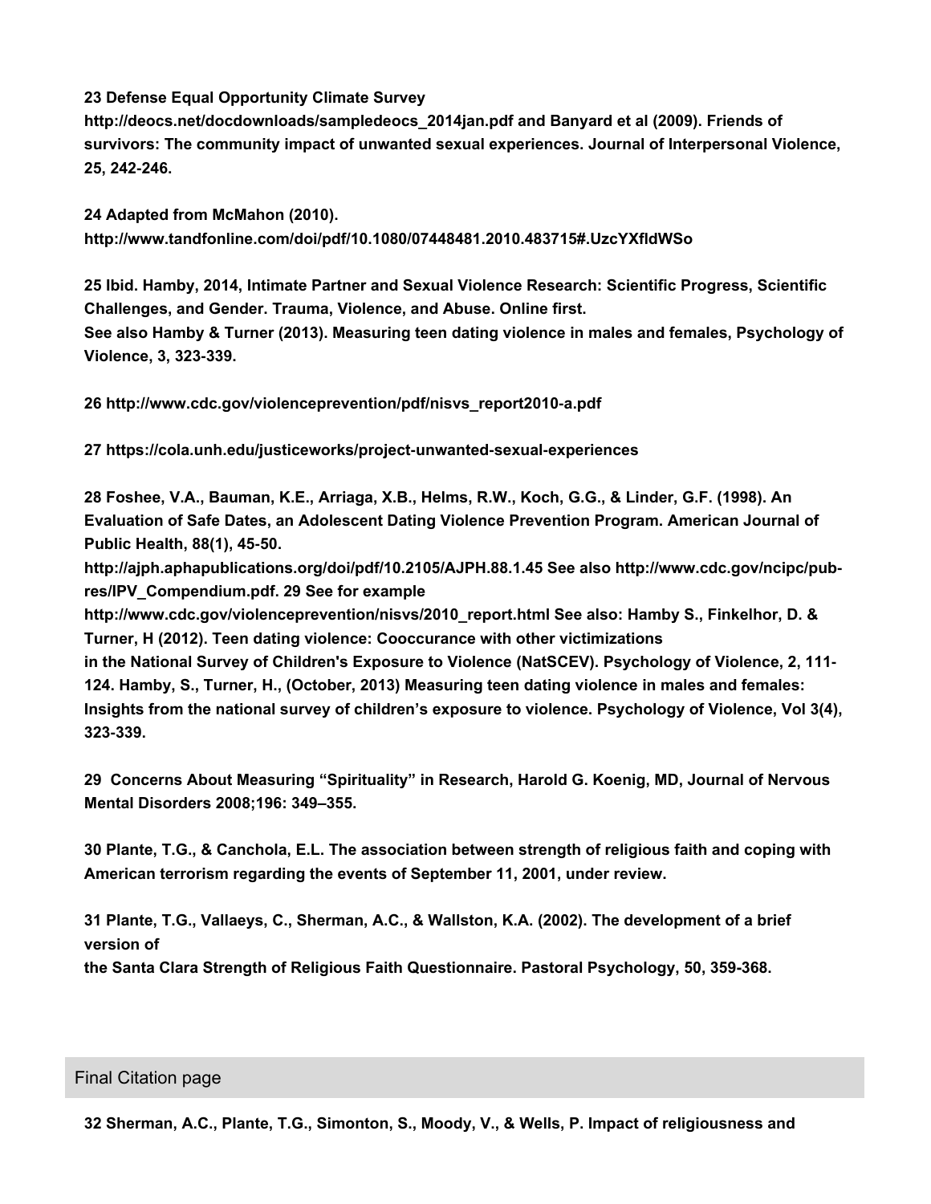**23 Defense Equal Opportunity Climate Survey http://deocs.net/docdownloads/sampledeocs_2014jan.pdf and Banyard et al (2009). Friends of survivors: The community impact of unwanted sexual experiences. Journal of Interpersonal Violence, 25, 242-246.**

**24 Adapted from McMahon (2010). http://www.tandfonline.com/doi/pdf/10.1080/07448481.2010.483715#.UzcYXfldWSo**

**25 Ibid. Hamby, 2014, Intimate Partner and Sexual Violence Research: Scientific Progress, Scientific Challenges, and Gender. Trauma, Violence, and Abuse. Online first.**
**See also Hamby & Turner (2013). Measuring teen dating violence in males and females, Psychology of Violence, 3, 323-339.**

**26 http://www.cdc.gov/violenceprevention/pdf/nisvs_report2010-a.pdf**

**27 https://cola.unh.edu/justiceworks/project-unwanted-sexual-experiences**

**28 Foshee, V.A., Bauman, K.E., Arriaga, X.B., Helms, R.W., Koch, G.G., & Linder, G.F. (1998). An Evaluation of Safe Dates, an Adolescent Dating Violence Prevention Program. American Journal of Public Health, 88(1), 45-50.**
**http://ajph.aphapublications.org/doi/pdf/10.2105/AJPH.88.1.45 See also http://www.cdc.gov/ncipc/pub-res/IPV_Compendium.pdf. 29 See for example**
**http://www.cdc.gov/violenceprevention/nisvs/2010_report.html See also: Hamby S., Finkelhor, D. & Turner, H (2012). Teen dating violence: Cooccurance with other victimizations**
**in the National Survey of Children's Exposure to Violence (NatSCEV). Psychology of Violence, 2, 111-124. Hamby, S., Turner, H., (October, 2013) Measuring teen dating violence in males and females: Insights from the national survey of children's exposure to violence. Psychology of Violence, Vol 3(4), 323-339.**

**29 Concerns About Measuring "Spirituality" in Research, Harold G. Koenig, MD, Journal of Nervous Mental Disorders 2008;196: 349–355.**

**30 Plante, T.G., & Canchola, E.L. The association between strength of religious faith and coping with American terrorism regarding the events of September 11, 2001, under review.**

**31 Plante, T.G., Vallaeys, C., Sherman, A.C., & Wallston, K.A. (2002). The development of a brief version of**
**the Santa Clara Strength of Religious Faith Questionnaire. Pastoral Psychology, 50, 359-368.**

## Final Citation page

**32 Sherman, A.C., Plante, T.G., Simonton, S., Moody, V., & Wells, P. Impact of religiousness and**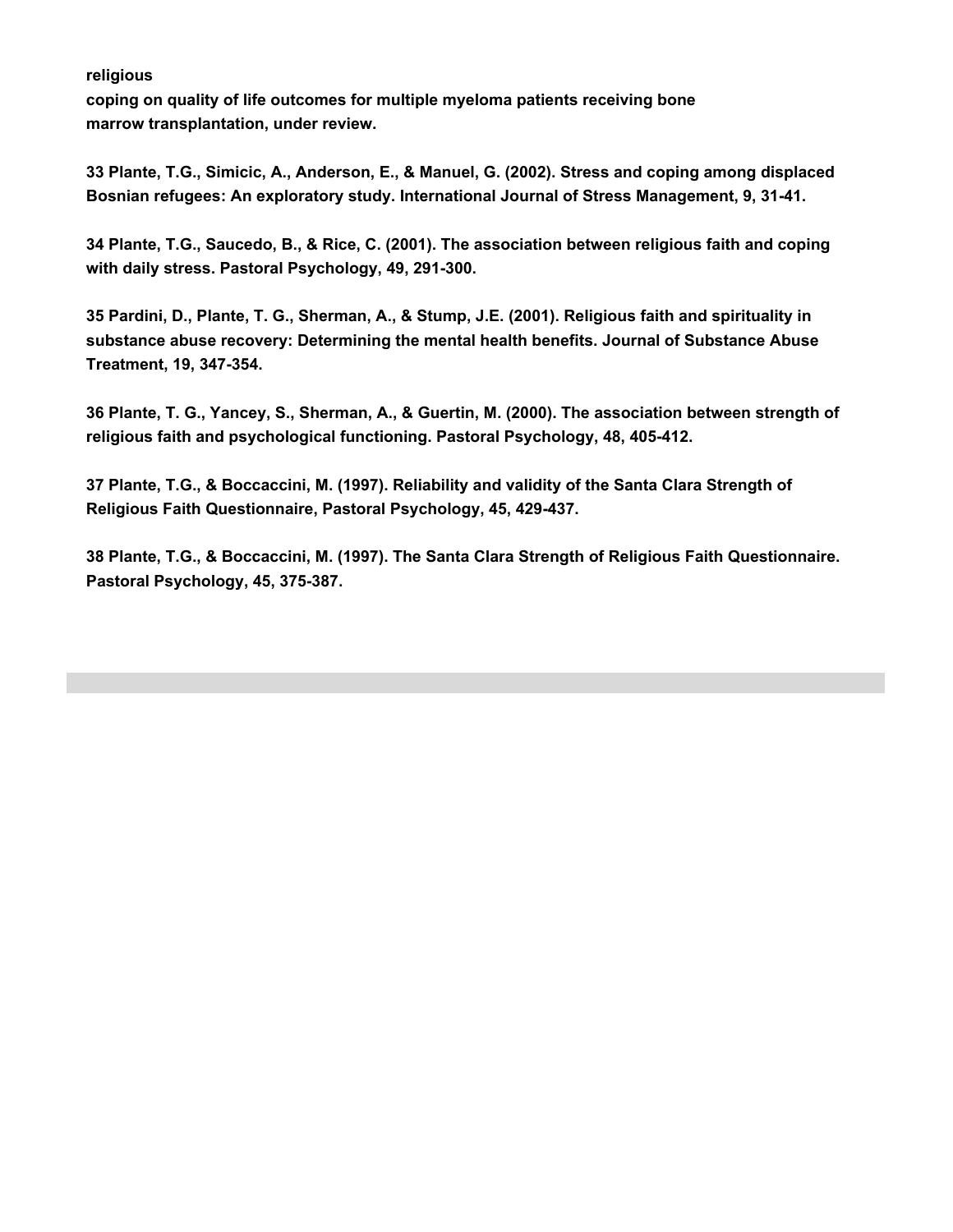**religious coping on quality of life outcomes for multiple myeloma patients receiving bone marrow transplantation, under review.**

**33 Plante, T.G., Simicic, A., Anderson, E., & Manuel, G. (2002). Stress and coping among displaced Bosnian refugees: An exploratory study. International Journal of Stress Management, 9, 31-41.**

**34 Plante, T.G., Saucedo, B., & Rice, C. (2001). The association between religious faith and coping with daily stress. Pastoral Psychology, 49, 291-300.**

**35 Pardini, D., Plante, T. G., Sherman, A., & Stump, J.E. (2001). Religious faith and spirituality in substance abuse recovery: Determining the mental health benefits. Journal of Substance Abuse Treatment, 19, 347-354.**

**36 Plante, T. G., Yancey, S., Sherman, A., & Guertin, M. (2000). The association between strength of religious faith and psychological functioning. Pastoral Psychology, 48, 405-412.**

**37 Plante, T.G., & Boccaccini, M. (1997). Reliability and validity of the Santa Clara Strength of Religious Faith Questionnaire, Pastoral Psychology, 45, 429-437.**

**38 Plante, T.G., & Boccaccini, M. (1997). The Santa Clara Strength of Religious Faith Questionnaire. Pastoral Psychology, 45, 375-387.**